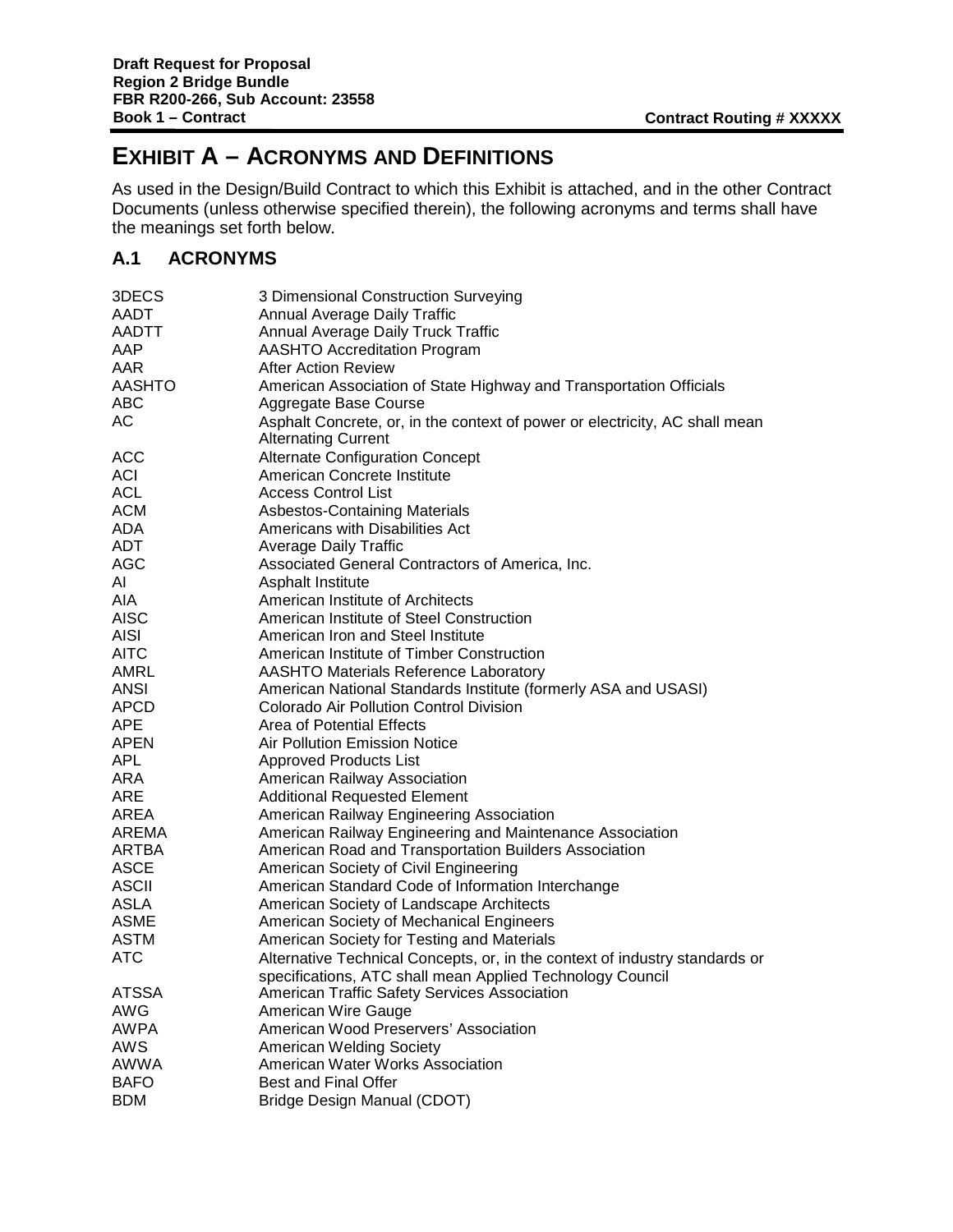# EXHIBIT A – ACRONYMS AND DEFINITIONS

As used in the Design/Build Contract to which this Exhibit is attached, and in the other Contract Documents (unless otherwise specified therein), the following acronyms and terms shall have the meanings set forth below.

## A.1 ACRONYMS

| | |
|---|---|
| 3DECS | 3 Dimensional Construction Surveying |
| AADT | Annual Average Daily Traffic |
| AADTT | Annual Average Daily Truck Traffic |
| AAP | AASHTO Accreditation Program |
| AAR | After Action Review |
| AASHTO | American Association of State Highway and Transportation Officials |
| ABC | Aggregate Base Course |
| AC | Asphalt Concrete, or, in the context of power or electricity, AC shall mean Alternating Current |
| ACC | Alternate Configuration Concept |
| ACI | American Concrete Institute |
| ACL | Access Control List |
| ACM | Asbestos-Containing Materials |
| ADA | Americans with Disabilities Act |
| ADT | Average Daily Traffic |
| AGC | Associated General Contractors of America, Inc. |
| AI | Asphalt Institute |
| AIA | American Institute of Architects |
| AISC | American Institute of Steel Construction |
| AISI | American Iron and Steel Institute |
| AITC | American Institute of Timber Construction |
| AMRL | AASHTO Materials Reference Laboratory |
| ANSI | American National Standards Institute (formerly ASA and USASI) |
| APCD | Colorado Air Pollution Control Division |
| APE | Area of Potential Effects |
| APEN | Air Pollution Emission Notice |
| APL | Approved Products List |
| ARA | American Railway Association |
| ARE | Additional Requested Element |
| AREA | American Railway Engineering Association |
| AREMA | American Railway Engineering and Maintenance Association |
| ARTBA | American Road and Transportation Builders Association |
| ASCE | American Society of Civil Engineering |
| ASCII | American Standard Code of Information Interchange |
| ASLA | American Society of Landscape Architects |
| ASME | American Society of Mechanical Engineers |
| ASTM | American Society for Testing and Materials |
| ATC | Alternative Technical Concepts, or, in the context of industry standards or specifications, ATC shall mean Applied Technology Council |
| ATSSA | American Traffic Safety Services Association |
| AWG | American Wire Gauge |
| AWPA | American Wood Preservers' Association |
| AWS | American Welding Society |
| AWWA | American Water Works Association |
| BAFO | Best and Final Offer |
| BDM | Bridge Design Manual (CDOT) |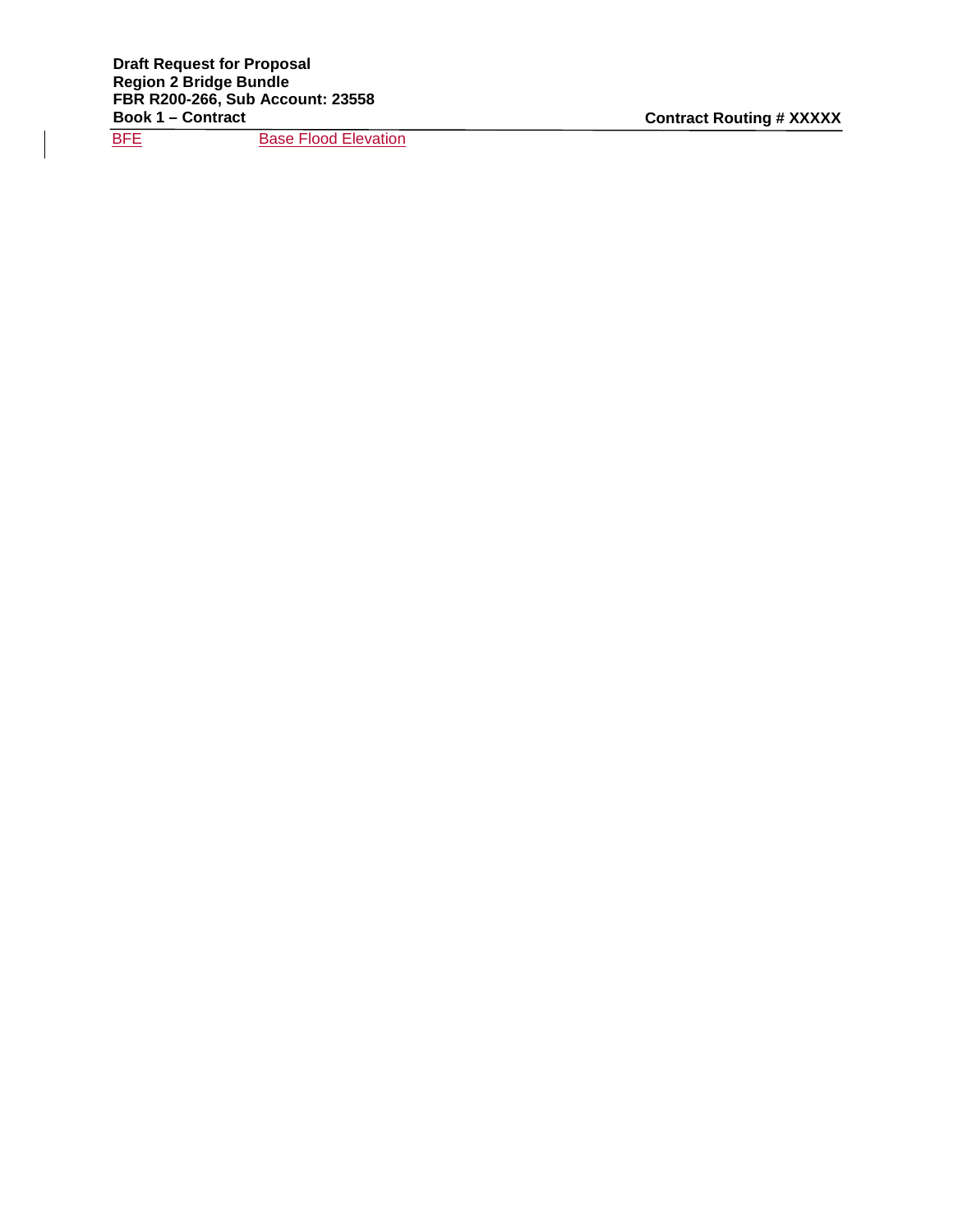| | |
|---|---|
| BFE | Base Flood Elevation |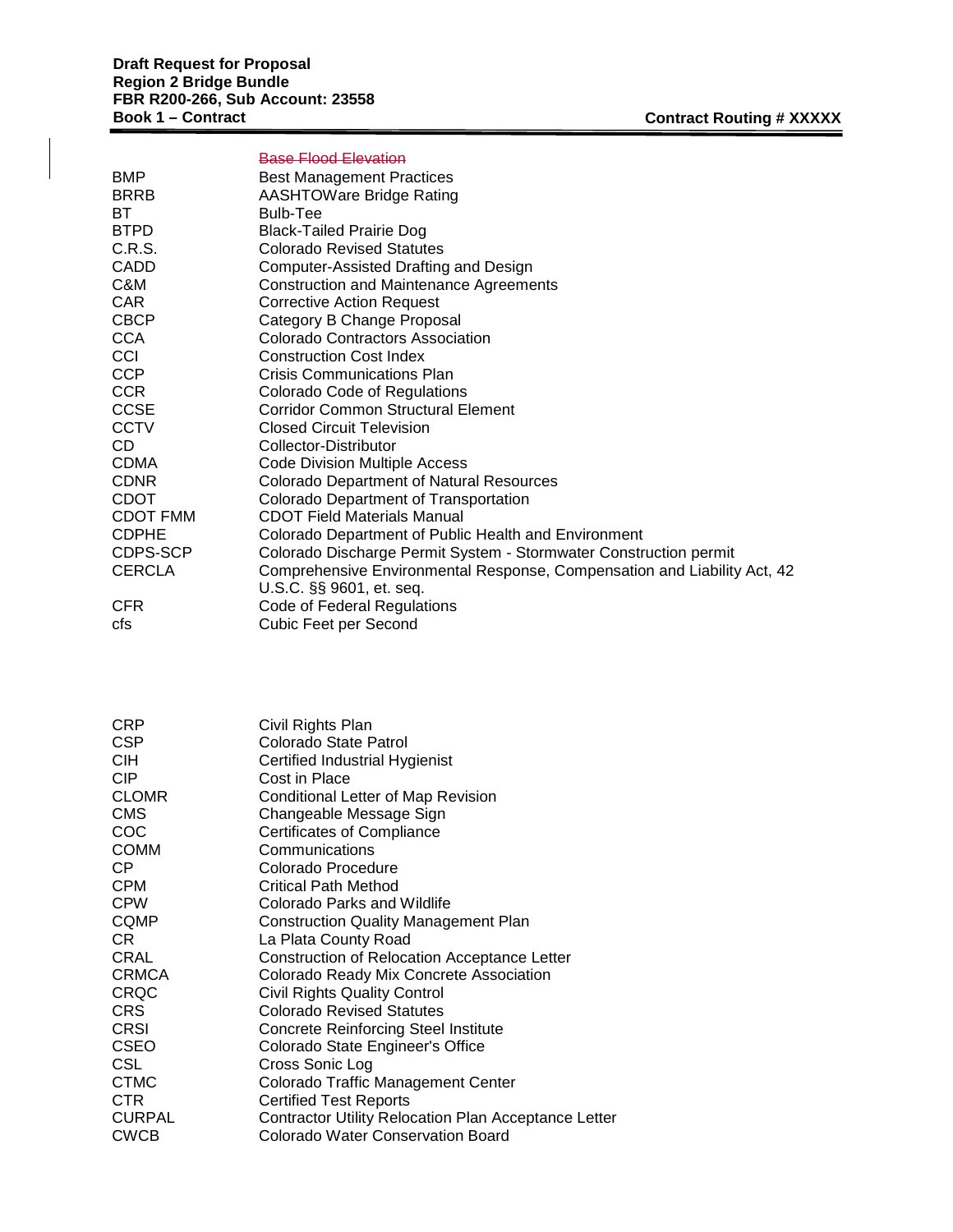| | |
|---|---|
| | ~~Base Flood Elevation~~ |
| BMP | Best Management Practices |
| BRRB | AASHTOWare Bridge Rating |
| BT | Bulb-Tee |
| BTPD | Black-Tailed Prairie Dog |
| C.R.S. | Colorado Revised Statutes |
| CADD | Computer-Assisted Drafting and Design |
| C&M | Construction and Maintenance Agreements |
| CAR | Corrective Action Request |
| CBCP | Category B Change Proposal |
| CCA | Colorado Contractors Association |
| CCI | Construction Cost Index |
| CCP | Crisis Communications Plan |
| CCR | Colorado Code of Regulations |
| CCSE | Corridor Common Structural Element |
| CCTV | Closed Circuit Television |
| CD | Collector-Distributor |
| CDMA | Code Division Multiple Access |
| CDNR | Colorado Department of Natural Resources |
| CDOT | Colorado Department of Transportation |
| CDOT FMM | CDOT Field Materials Manual |
| CDPHE | Colorado Department of Public Health and Environment |
| CDPS-SCP | Colorado Discharge Permit System - Stormwater Construction permit |
| CERCLA | Comprehensive Environmental Response, Compensation and Liability Act, 42 U.S.C. §§ 9601, et. seq. |
| CFR | Code of Federal Regulations |
| cfs | Cubic Feet per Second |

| | |
|---|---|
| CRP | Civil Rights Plan |
| CSP | Colorado State Patrol |
| CIH | Certified Industrial Hygienist |
| CIP | Cost in Place |
| CLOMR | Conditional Letter of Map Revision |
| CMS | Changeable Message Sign |
| COC | Certificates of Compliance |
| COMM | Communications |
| CP | Colorado Procedure |
| CPM | Critical Path Method |
| CPW | Colorado Parks and Wildlife |
| CQMP | Construction Quality Management Plan |
| CR | La Plata County Road |
| CRAL | Construction of Relocation Acceptance Letter |
| CRMCA | Colorado Ready Mix Concrete Association |
| CRQC | Civil Rights Quality Control |
| CRS | Colorado Revised Statutes |
| CRSI | Concrete Reinforcing Steel Institute |
| CSEO | Colorado State Engineer's Office |
| CSL | Cross Sonic Log |
| CTMC | Colorado Traffic Management Center |
| CTR | Certified Test Reports |
| CURPAL | Contractor Utility Relocation Plan Acceptance Letter |
| CWCB | Colorado Water Conservation Board |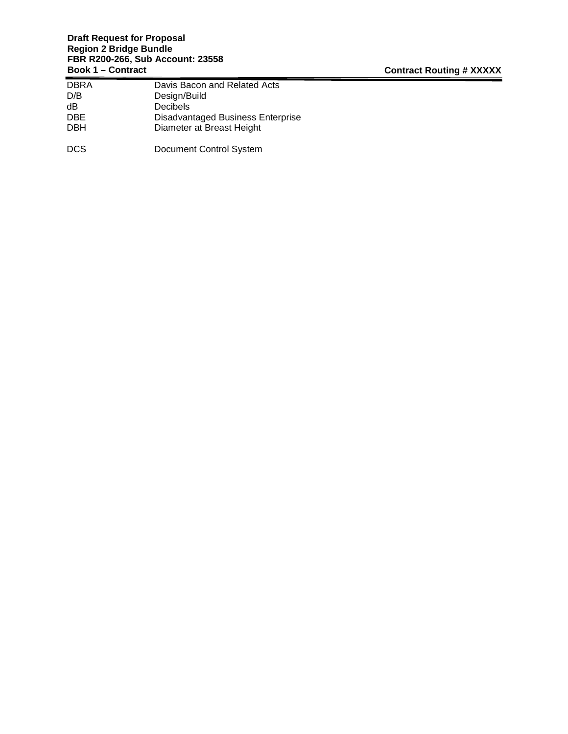| | |
|---|---|
| DBRA | Davis Bacon and Related Acts |
| D/B | Design/Build |
| dB | Decibels |
| DBE | Disadvantaged Business Enterprise |
| DBH | Diameter at Breast Height |
| DCS | Document Control System |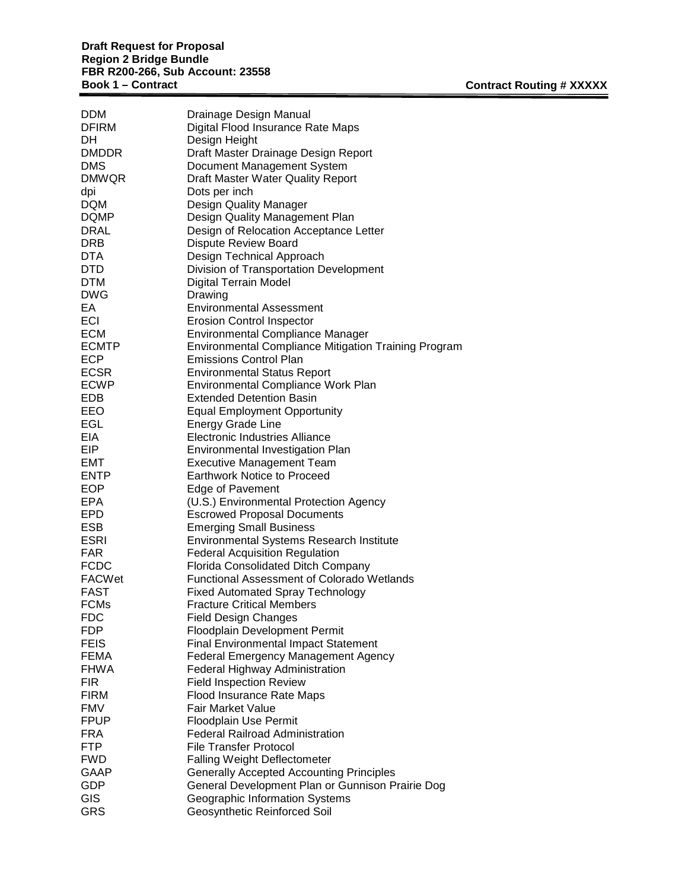| | |
|---|---|
| DDM | Drainage Design Manual |
| DFIRM | Digital Flood Insurance Rate Maps |
| DH | Design Height |
| DMDDR | Draft Master Drainage Design Report |
| DMS | Document Management System |
| DMWQR | Draft Master Water Quality Report |
| dpi | Dots per inch |
| DQM | Design Quality Manager |
| DQMP | Design Quality Management Plan |
| DRAL | Design of Relocation Acceptance Letter |
| DRB | Dispute Review Board |
| DTA | Design Technical Approach |
| DTD | Division of Transportation Development |
| DTM | Digital Terrain Model |
| DWG | Drawing |
| EA | Environmental Assessment |
| ECI | Erosion Control Inspector |
| ECM | Environmental Compliance Manager |
| ECMTP | Environmental Compliance Mitigation Training Program |
| ECP | Emissions Control Plan |
| ECSR | Environmental Status Report |
| ECWP | Environmental Compliance Work Plan |
| EDB | Extended Detention Basin |
| EEO | Equal Employment Opportunity |
| EGL | Energy Grade Line |
| EIA | Electronic Industries Alliance |
| EIP | Environmental Investigation Plan |
| EMT | Executive Management Team |
| ENTP | Earthwork Notice to Proceed |
| EOP | Edge of Pavement |
| EPA | (U.S.) Environmental Protection Agency |
| EPD | Escrowed Proposal Documents |
| ESB | Emerging Small Business |
| ESRI | Environmental Systems Research Institute |
| FAR | Federal Acquisition Regulation |
| FCDC | Florida Consolidated Ditch Company |
| FACWet | Functional Assessment of Colorado Wetlands |
| FAST | Fixed Automated Spray Technology |
| FCMs | Fracture Critical Members |
| FDC | Field Design Changes |
| FDP | Floodplain Development Permit |
| FEIS | Final Environmental Impact Statement |
| FEMA | Federal Emergency Management Agency |
| FHWA | Federal Highway Administration |
| FIR | Field Inspection Review |
| FIRM | Flood Insurance Rate Maps |
| FMV | Fair Market Value |
| FPUP | Floodplain Use Permit |
| FRA | Federal Railroad Administration |
| FTP | File Transfer Protocol |
| FWD | Falling Weight Deflectometer |
| GAAP | Generally Accepted Accounting Principles |
| GDP | General Development Plan or Gunnison Prairie Dog |
| GIS | Geographic Information Systems |
| GRS | Geosynthetic Reinforced Soil |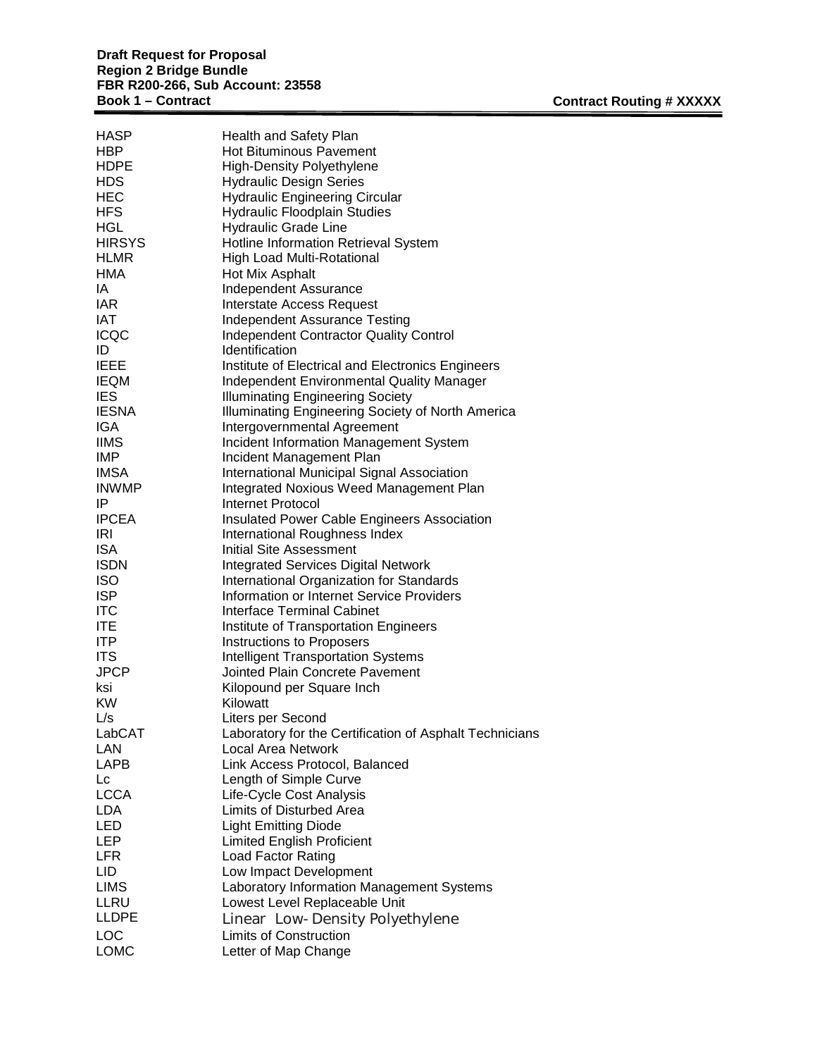| | |
|---|---|
| HASP | Health and Safety Plan |
| HBP | Hot Bituminous Pavement |
| HDPE | High-Density Polyethylene |
| HDS | Hydraulic Design Series |
| HEC | Hydraulic Engineering Circular |
| HFS | Hydraulic Floodplain Studies |
| HGL | Hydraulic Grade Line |
| HIRSYS | Hotline Information Retrieval System |
| HLMR | High Load Multi-Rotational |
| HMA | Hot Mix Asphalt |
| IA | Independent Assurance |
| IAR | Interstate Access Request |
| IAT | Independent Assurance Testing |
| ICQC | Independent Contractor Quality Control |
| ID | Identification |
| IEEE | Institute of Electrical and Electronics Engineers |
| IEQM | Independent Environmental Quality Manager |
| IES | Illuminating Engineering Society |
| IESNA | Illuminating Engineering Society of North America |
| IGA | Intergovernmental Agreement |
| IIMS | Incident Information Management System |
| IMP | Incident Management Plan |
| IMSA | International Municipal Signal Association |
| INWMP | Integrated Noxious Weed Management Plan |
| IP | Internet Protocol |
| IPCEA | Insulated Power Cable Engineers Association |
| IRI | International Roughness Index |
| ISA | Initial Site Assessment |
| ISDN | Integrated Services Digital Network |
| ISO | International Organization for Standards |
| ISP | Information or Internet Service Providers |
| ITC | Interface Terminal Cabinet |
| ITE | Institute of Transportation Engineers |
| ITP | Instructions to Proposers |
| ITS | Intelligent Transportation Systems |
| JPCP | Jointed Plain Concrete Pavement |
| ksi | Kilopound per Square Inch |
| KW | Kilowatt |
| L/s | Liters per Second |
| LabCAT | Laboratory for the Certification of Asphalt Technicians |
| LAN | Local Area Network |
| LAPB | Link Access Protocol, Balanced |
| Lc | Length of Simple Curve |
| LCCA | Life-Cycle Cost Analysis |
| LDA | Limits of Disturbed Area |
| LED | Light Emitting Diode |
| LEP | Limited English Proficient |
| LFR | Load Factor Rating |
| LID | Low Impact Development |
| LIMS | Laboratory Information Management Systems |
| LLRU | Lowest Level Replaceable Unit |
| LLDPE | Linear Low-Density Polyethylene |
| LOC | Limits of Construction |
| LOMC | Letter of Map Change |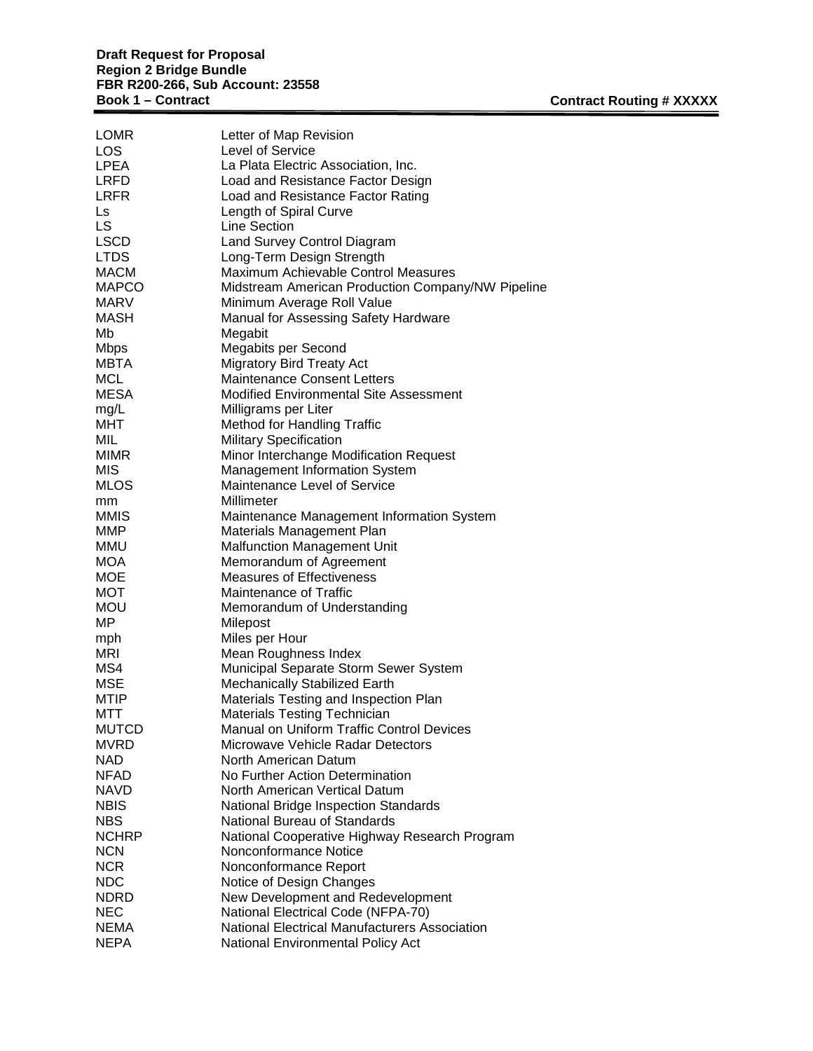| | |
|---|---|
| LOMR | Letter of Map Revision |
| LOS | Level of Service |
| LPEA | La Plata Electric Association, Inc. |
| LRFD | Load and Resistance Factor Design |
| LRFR | Load and Resistance Factor Rating |
| Ls | Length of Spiral Curve |
| LS | Line Section |
| LSCD | Land Survey Control Diagram |
| LTDS | Long-Term Design Strength |
| MACM | Maximum Achievable Control Measures |
| MAPCO | Midstream American Production Company/NW Pipeline |
| MARV | Minimum Average Roll Value |
| MASH | Manual for Assessing Safety Hardware |
| Mb | Megabit |
| Mbps | Megabits per Second |
| MBTA | Migratory Bird Treaty Act |
| MCL | Maintenance Consent Letters |
| MESA | Modified Environmental Site Assessment |
| mg/L | Milligrams per Liter |
| MHT | Method for Handling Traffic |
| MIL | Military Specification |
| MIMR | Minor Interchange Modification Request |
| MIS | Management Information System |
| MLOS | Maintenance Level of Service |
| mm | Millimeter |
| MMIS | Maintenance Management Information System |
| MMP | Materials Management Plan |
| MMU | Malfunction Management Unit |
| MOA | Memorandum of Agreement |
| MOE | Measures of Effectiveness |
| MOT | Maintenance of Traffic |
| MOU | Memorandum of Understanding |
| MP | Milepost |
| mph | Miles per Hour |
| MRI | Mean Roughness Index |
| MS4 | Municipal Separate Storm Sewer System |
| MSE | Mechanically Stabilized Earth |
| MTIP | Materials Testing and Inspection Plan |
| MTT | Materials Testing Technician |
| MUTCD | Manual on Uniform Traffic Control Devices |
| MVRD | Microwave Vehicle Radar Detectors |
| NAD | North American Datum |
| NFAD | No Further Action Determination |
| NAVD | North American Vertical Datum |
| NBIS | National Bridge Inspection Standards |
| NBS | National Bureau of Standards |
| NCHRP | National Cooperative Highway Research Program |
| NCN | Nonconformance Notice |
| NCR | Nonconformance Report |
| NDC | Notice of Design Changes |
| NDRD | New Development and Redevelopment |
| NEC | National Electrical Code (NFPA-70) |
| NEMA | National Electrical Manufacturers Association |
| NEPA | National Environmental Policy Act |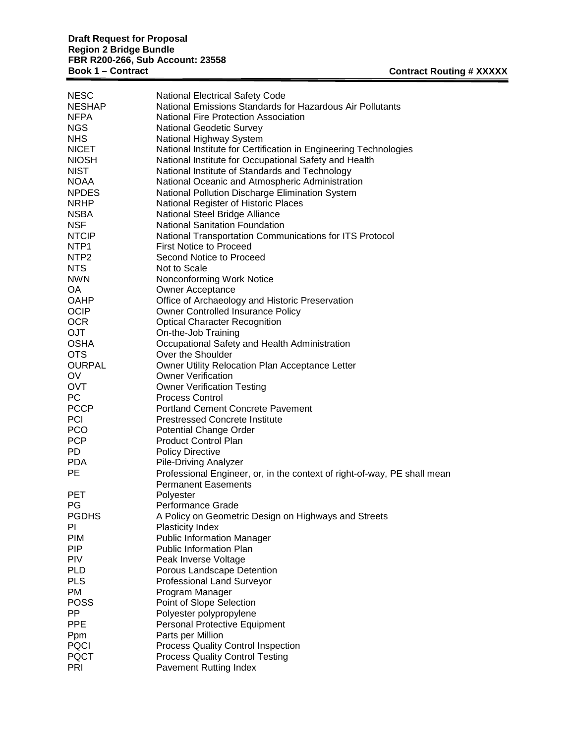| | |
|---|---|
| NESC | National Electrical Safety Code |
| NESHAP | National Emissions Standards for Hazardous Air Pollutants |
| NFPA | National Fire Protection Association |
| NGS | National Geodetic Survey |
| NHS | National Highway System |
| NICET | National Institute for Certification in Engineering Technologies |
| NIOSH | National Institute for Occupational Safety and Health |
| NIST | National Institute of Standards and Technology |
| NOAA | National Oceanic and Atmospheric Administration |
| NPDES | National Pollution Discharge Elimination System |
| NRHP | National Register of Historic Places |
| NSBA | National Steel Bridge Alliance |
| NSF | National Sanitation Foundation |
| NTCIP | National Transportation Communications for ITS Protocol |
| NTP1 | First Notice to Proceed |
| NTP2 | Second Notice to Proceed |
| NTS | Not to Scale |
| NWN | Nonconforming Work Notice |
| OA | Owner Acceptance |
| OAHP | Office of Archaeology and Historic Preservation |
| OCIP | Owner Controlled Insurance Policy |
| OCR | Optical Character Recognition |
| OJT | On-the-Job Training |
| OSHA | Occupational Safety and Health Administration |
| OTS | Over the Shoulder |
| OURPAL | Owner Utility Relocation Plan Acceptance Letter |
| OV | Owner Verification |
| OVT | Owner Verification Testing |
| PC | Process Control |
| PCCP | Portland Cement Concrete Pavement |
| PCI | Prestressed Concrete Institute |
| PCO | Potential Change Order |
| PCP | Product Control Plan |
| PD | Policy Directive |
| PDA | Pile-Driving Analyzer |
| PE | Professional Engineer, or, in the context of right-of-way, PE shall mean Permanent Easements |
| PET | Polyester |
| PG | Performance Grade |
| PGDHS | A Policy on Geometric Design on Highways and Streets |
| PI | Plasticity Index |
| PIM | Public Information Manager |
| PIP | Public Information Plan |
| PIV | Peak Inverse Voltage |
| PLD | Porous Landscape Detention |
| PLS | Professional Land Surveyor |
| PM | Program Manager |
| POSS | Point of Slope Selection |
| PP | Polyester polypropylene |
| PPE | Personal Protective Equipment |
| Ppm | Parts per Million |
| PQCI | Process Quality Control Inspection |
| PQCT | Process Quality Control Testing |
| PRI | Pavement Rutting Index |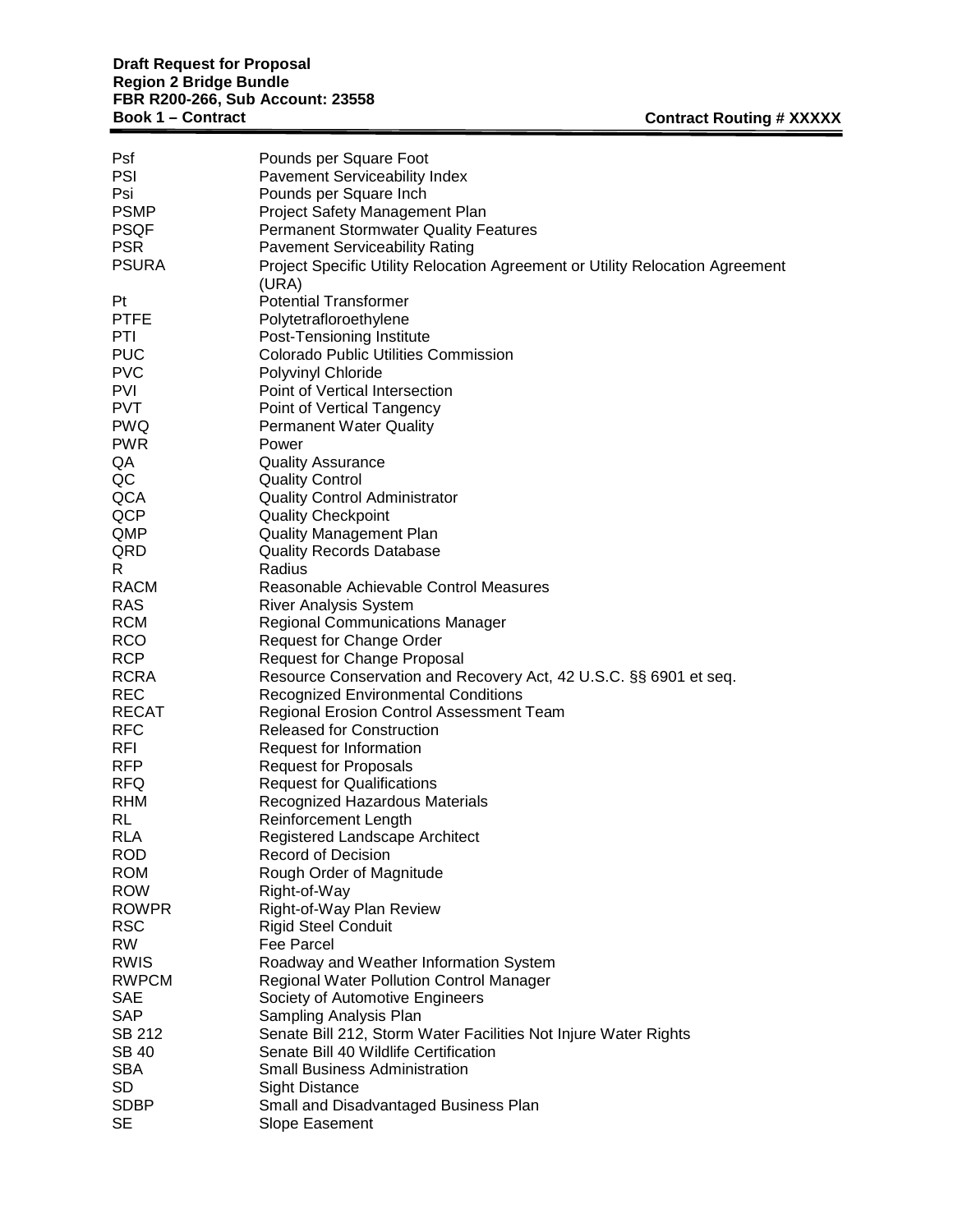| | |
|---|---|
| Psf | Pounds per Square Foot |
| PSI | Pavement Serviceability Index |
| Psi | Pounds per Square Inch |
| PSMP | Project Safety Management Plan |
| PSQF | Permanent Stormwater Quality Features |
| PSR | Pavement Serviceability Rating |
| PSURA | Project Specific Utility Relocation Agreement or Utility Relocation Agreement (URA) |
| Pt | Potential Transformer |
| PTFE | Polytetrafloroethylene |
| PTI | Post-Tensioning Institute |
| PUC | Colorado Public Utilities Commission |
| PVC | Polyvinyl Chloride |
| PVI | Point of Vertical Intersection |
| PVT | Point of Vertical Tangency |
| PWQ | Permanent Water Quality |
| PWR | Power |
| QA | Quality Assurance |
| QC | Quality Control |
| QCA | Quality Control Administrator |
| QCP | Quality Checkpoint |
| QMP | Quality Management Plan |
| QRD | Quality Records Database |
| R | Radius |
| RACM | Reasonable Achievable Control Measures |
| RAS | River Analysis System |
| RCM | Regional Communications Manager |
| RCO | Request for Change Order |
| RCP | Request for Change Proposal |
| RCRA | Resource Conservation and Recovery Act, 42 U.S.C. §§ 6901 et seq. |
| REC | Recognized Environmental Conditions |
| RECAT | Regional Erosion Control Assessment Team |
| RFC | Released for Construction |
| RFI | Request for Information |
| RFP | Request for Proposals |
| RFQ | Request for Qualifications |
| RHM | Recognized Hazardous Materials |
| RL | Reinforcement Length |
| RLA | Registered Landscape Architect |
| ROD | Record of Decision |
| ROM | Rough Order of Magnitude |
| ROW | Right-of-Way |
| ROWPR | Right-of-Way Plan Review |
| RSC | Rigid Steel Conduit |
| RW | Fee Parcel |
| RWIS | Roadway and Weather Information System |
| RWPCM | Regional Water Pollution Control Manager |
| SAE | Society of Automotive Engineers |
| SAP | Sampling Analysis Plan |
| SB 212 | Senate Bill 212, Storm Water Facilities Not Injure Water Rights |
| SB 40 | Senate Bill 40 Wildlife Certification |
| SBA | Small Business Administration |
| SD | Sight Distance |
| SDBP | Small and Disadvantaged Business Plan |
| SE | Slope Easement |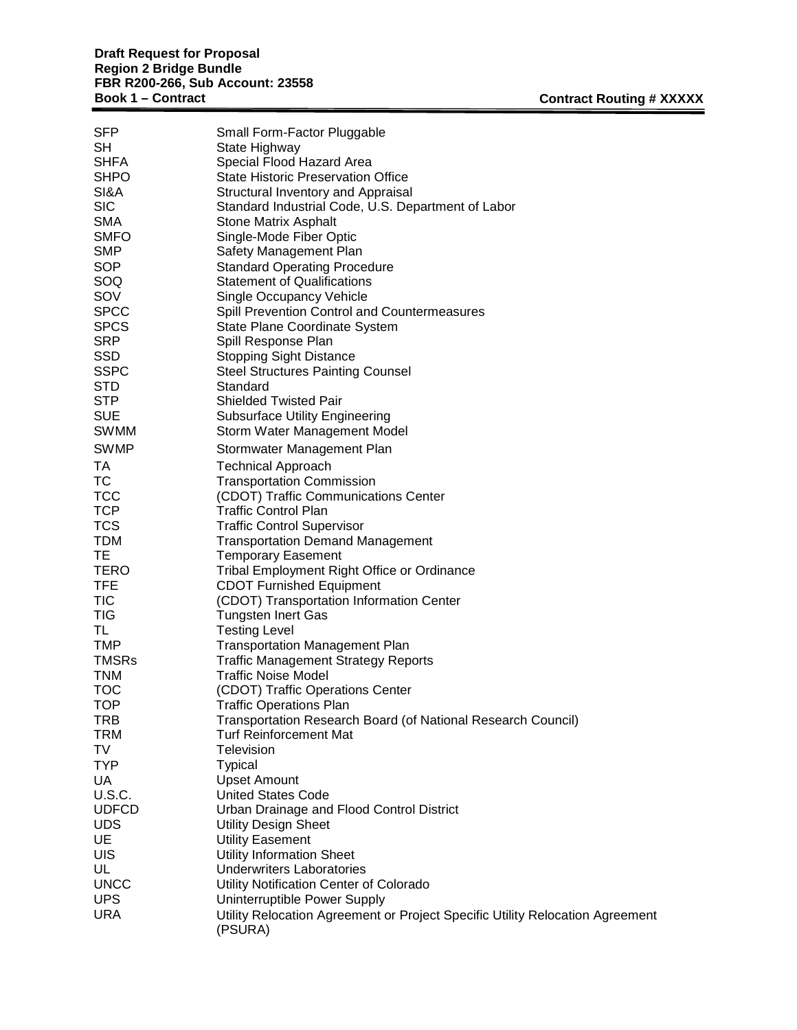| | |
|---|---|
| SFP | Small Form-Factor Pluggable |
| SH | State Highway |
| SHFA | Special Flood Hazard Area |
| SHPO | State Historic Preservation Office |
| SI&A | Structural Inventory and Appraisal |
| SIC | Standard Industrial Code, U.S. Department of Labor |
| SMA | Stone Matrix Asphalt |
| SMFO | Single-Mode Fiber Optic |
| SMP | Safety Management Plan |
| SOP | Standard Operating Procedure |
| SOQ | Statement of Qualifications |
| SOV | Single Occupancy Vehicle |
| SPCC | Spill Prevention Control and Countermeasures |
| SPCS | State Plane Coordinate System |
| SRP | Spill Response Plan |
| SSD | Stopping Sight Distance |
| SSPC | Steel Structures Painting Counsel |
| STD | Standard |
| STP | Shielded Twisted Pair |
| SUE | Subsurface Utility Engineering |
| SWMM | Storm Water Management Model |
| SWMP | Stormwater Management Plan |
| TA | Technical Approach |
| TC | Transportation Commission |
| TCC | (CDOT) Traffic Communications Center |
| TCP | Traffic Control Plan |
| TCS | Traffic Control Supervisor |
| TDM | Transportation Demand Management |
| TE | Temporary Easement |
| TERO | Tribal Employment Right Office or Ordinance |
| TFE | CDOT Furnished Equipment |
| TIC | (CDOT) Transportation Information Center |
| TIG | Tungsten Inert Gas |
| TL | Testing Level |
| TMP | Transportation Management Plan |
| TMSRs | Traffic Management Strategy Reports |
| TNM | Traffic Noise Model |
| TOC | (CDOT) Traffic Operations Center |
| TOP | Traffic Operations Plan |
| TRB | Transportation Research Board (of National Research Council) |
| TRM | Turf Reinforcement Mat |
| TV | Television |
| TYP | Typical |
| UA | Upset Amount |
| U.S.C. | United States Code |
| UDFCD | Urban Drainage and Flood Control District |
| UDS | Utility Design Sheet |
| UE | Utility Easement |
| UIS | Utility Information Sheet |
| UL | Underwriters Laboratories |
| UNCC | Utility Notification Center of Colorado |
| UPS | Uninterruptible Power Supply |
| URA | Utility Relocation Agreement or Project Specific Utility Relocation Agreement (PSURA) |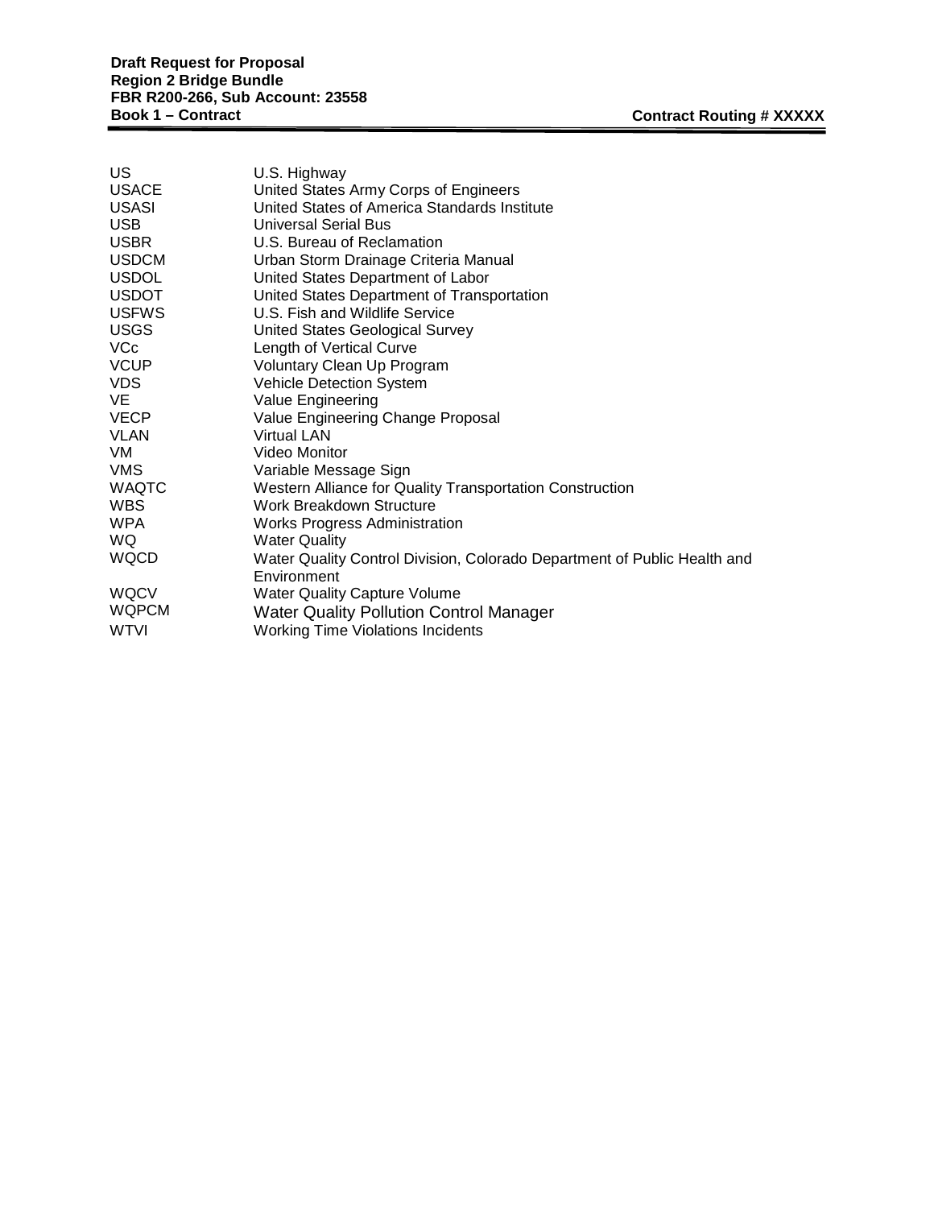| | |
|---|---|
| US | U.S. Highway |
| USACE | United States Army Corps of Engineers |
| USASI | United States of America Standards Institute |
| USB | Universal Serial Bus |
| USBR | U.S. Bureau of Reclamation |
| USDCM | Urban Storm Drainage Criteria Manual |
| USDOL | United States Department of Labor |
| USDOT | United States Department of Transportation |
| USFWS | U.S. Fish and Wildlife Service |
| USGS | United States Geological Survey |
| VCc | Length of Vertical Curve |
| VCUP | Voluntary Clean Up Program |
| VDS | Vehicle Detection System |
| VE | Value Engineering |
| VECP | Value Engineering Change Proposal |
| VLAN | Virtual LAN |
| VM | Video Monitor |
| VMS | Variable Message Sign |
| WAQTC | Western Alliance for Quality Transportation Construction |
| WBS | Work Breakdown Structure |
| WPA | Works Progress Administration |
| WQ | Water Quality |
| WQCD | Water Quality Control Division, Colorado Department of Public Health and Environment |
| WQCV | Water Quality Capture Volume |
| WQPCM | Water Quality Pollution Control Manager |
| WTVI | Working Time Violations Incidents |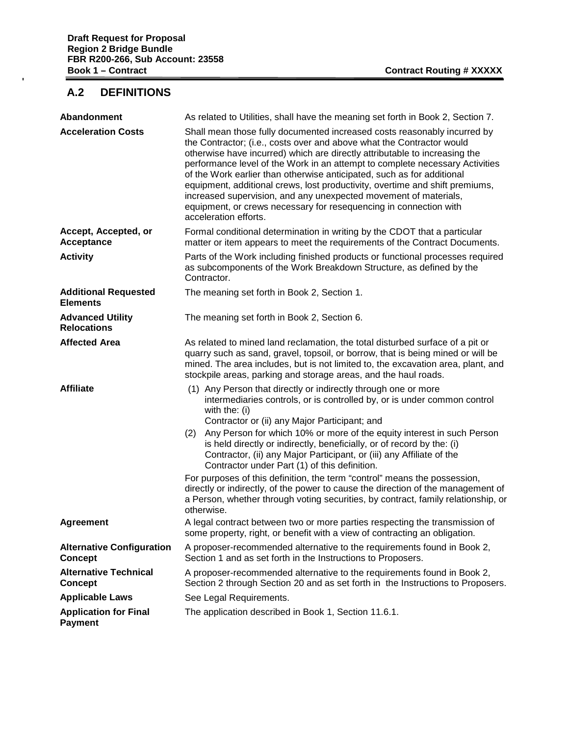## A.2 DEFINITIONS

| | |
|---|---|
| **Abandonment** | As related to Utilities, shall have the meaning set forth in Book 2, Section 7. |
| **Acceleration Costs** | Shall mean those fully documented increased costs reasonably incurred by the Contractor; (i.e., costs over and above what the Contractor would otherwise have incurred) which are directly attributable to increasing the performance level of the Work in an attempt to complete necessary Activities of the Work earlier than otherwise anticipated, such as for additional equipment, additional crews, lost productivity, overtime and shift premiums, increased supervision, and any unexpected movement of materials, equipment, or crews necessary for resequencing in connection with acceleration efforts. |
| **Accept, Accepted, or Acceptance** | Formal conditional determination in writing by the CDOT that a particular matter or item appears to meet the requirements of the Contract Documents. |
| **Activity** | Parts of the Work including finished products or functional processes required as subcomponents of the Work Breakdown Structure, as defined by the Contractor. |
| **Additional Requested Elements** | The meaning set forth in Book 2, Section 1. |
| **Advanced Utility Relocations** | The meaning set forth in Book 2, Section 6. |
| **Affected Area** | As related to mined land reclamation, the total disturbed surface of a pit or quarry such as sand, gravel, topsoil, or borrow, that is being mined or will be mined. The area includes, but is not limited to, the excavation area, plant, and stockpile areas, parking and storage areas, and the haul roads. |
| **Affiliate** | (1) Any Person that directly or indirectly through one or more intermediaries controls, or is controlled by, or is under common control with the: (i) Contractor or (ii) any Major Participant; and<br>(2) Any Person for which 10% or more of the equity interest in such Person is held directly or indirectly, beneficially, or of record by the: (i) Contractor, (ii) any Major Participant, or (iii) any Affiliate of the Contractor under Part (1) of this definition.<br>For purposes of this definition, the term "control" means the possession, directly or indirectly, of the power to cause the direction of the management of a Person, whether through voting securities, by contract, family relationship, or otherwise. |
| **Agreement** | A legal contract between two or more parties respecting the transmission of some property, right, or benefit with a view of contracting an obligation. |
| **Alternative Configuration Concept** | A proposer-recommended alternative to the requirements found in Book 2, Section 1 and as set forth in the Instructions to Proposers. |
| **Alternative Technical Concept** | A proposer-recommended alternative to the requirements found in Book 2, Section 2 through Section 20 and as set forth in the Instructions to Proposers. |
| **Applicable Laws** | See Legal Requirements. |
| **Application for Final Payment** | The application described in Book 1, Section 11.6.1. |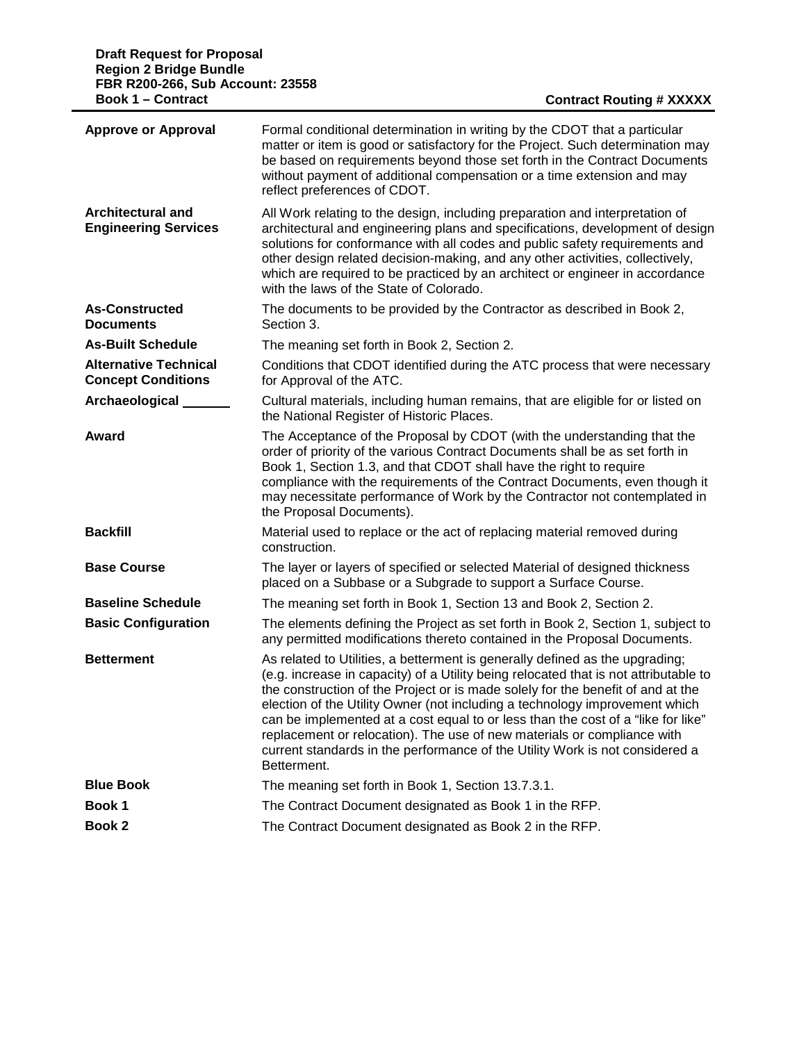| | |
|---|---|
| **Approve or Approval** | Formal conditional determination in writing by the CDOT that a particular matter or item is good or satisfactory for the Project. Such determination may be based on requirements beyond those set forth in the Contract Documents without payment of additional compensation or a time extension and may reflect preferences of CDOT. |
| **Architectural and Engineering Services** | All Work relating to the design, including preparation and interpretation of architectural and engineering plans and specifications, development of design solutions for conformance with all codes and public safety requirements and other design related decision-making, and any other activities, collectively, which are required to be practiced by an architect or engineer in accordance with the laws of the State of Colorado. |
| **As-Constructed Documents** | The documents to be provided by the Contractor as described in Book 2, Section 3. |
| **As-Built Schedule** | The meaning set forth in Book 2, Section 2. |
| **Alternative Technical Concept Conditions** | Conditions that CDOT identified during the ATC process that were necessary for Approval of the ATC. |
| **Archaeological \_\_\_\_\_\_** | Cultural materials, including human remains, that are eligible for or listed on the National Register of Historic Places. |
| **Award** | The Acceptance of the Proposal by CDOT (with the understanding that the order of priority of the various Contract Documents shall be as set forth in Book 1, Section 1.3, and that CDOT shall have the right to require compliance with the requirements of the Contract Documents, even though it may necessitate performance of Work by the Contractor not contemplated in the Proposal Documents). |
| **Backfill** | Material used to replace or the act of replacing material removed during construction. |
| **Base Course** | The layer or layers of specified or selected Material of designed thickness placed on a Subbase or a Subgrade to support a Surface Course. |
| **Baseline Schedule** | The meaning set forth in Book 1, Section 13 and Book 2, Section 2. |
| **Basic Configuration** | The elements defining the Project as set forth in Book 2, Section 1, subject to any permitted modifications thereto contained in the Proposal Documents. |
| **Betterment** | As related to Utilities, a betterment is generally defined as the upgrading; (e.g. increase in capacity) of a Utility being relocated that is not attributable to the construction of the Project or is made solely for the benefit of and at the election of the Utility Owner (not including a technology improvement which can be implemented at a cost equal to or less than the cost of a "like for like" replacement or relocation). The use of new materials or compliance with current standards in the performance of the Utility Work is not considered a Betterment. |
| **Blue Book** | The meaning set forth in Book 1, Section 13.7.3.1. |
| **Book 1** | The Contract Document designated as Book 1 in the RFP. |
| **Book 2** | The Contract Document designated as Book 2 in the RFP. |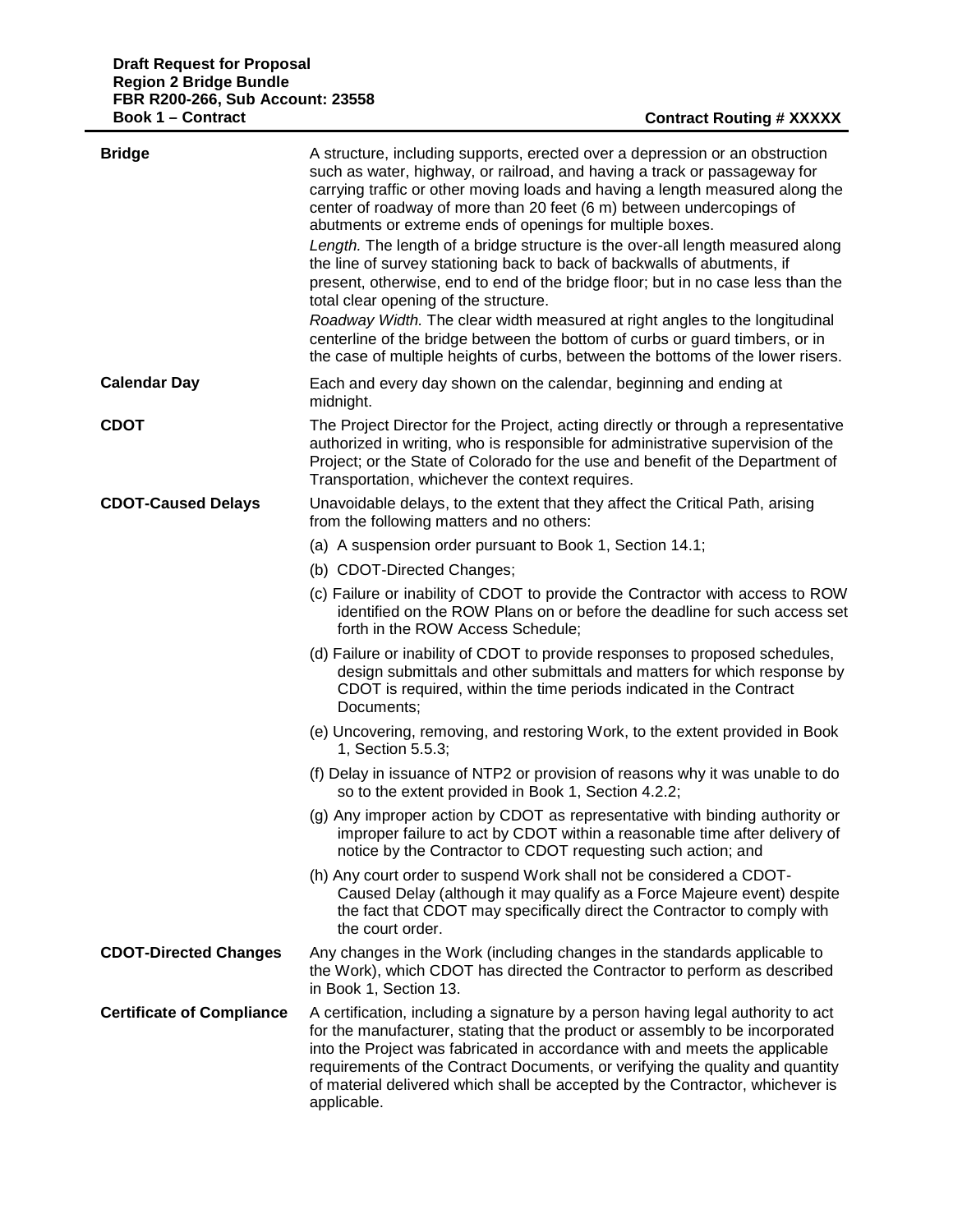| | |
|---|---|
| **Bridge** | A structure, including supports, erected over a depression or an obstruction such as water, highway, or railroad, and having a track or passageway for carrying traffic or other moving loads and having a length measured along the center of roadway of more than 20 feet (6 m) between undercopings of abutments or extreme ends of openings for multiple boxes.<br>*Length.* The length of a bridge structure is the over-all length measured along the line of survey stationing back to back of backwalls of abutments, if present, otherwise, end to end of the bridge floor; but in no case less than the total clear opening of the structure.<br>*Roadway Width.* The clear width measured at right angles to the longitudinal centerline of the bridge between the bottom of curbs or guard timbers, or in the case of multiple heights of curbs, between the bottoms of the lower risers. |
| **Calendar Day** | Each and every day shown on the calendar, beginning and ending at midnight. |
| **CDOT** | The Project Director for the Project, acting directly or through a representative authorized in writing, who is responsible for administrative supervision of the Project; or the State of Colorado for the use and benefit of the Department of Transportation, whichever the context requires. |
| **CDOT-Caused Delays** | Unavoidable delays, to the extent that they affect the Critical Path, arising from the following matters and no others:<br>(a) A suspension order pursuant to Book 1, Section 14.1;<br>(b) CDOT-Directed Changes;<br>(c) Failure or inability of CDOT to provide the Contractor with access to ROW identified on the ROW Plans on or before the deadline for such access set forth in the ROW Access Schedule;<br>(d) Failure or inability of CDOT to provide responses to proposed schedules, design submittals and other submittals and matters for which response by CDOT is required, within the time periods indicated in the Contract Documents;<br>(e) Uncovering, removing, and restoring Work, to the extent provided in Book 1, Section 5.5.3;<br>(f) Delay in issuance of NTP2 or provision of reasons why it was unable to do so to the extent provided in Book 1, Section 4.2.2;<br>(g) Any improper action by CDOT as representative with binding authority or improper failure to act by CDOT within a reasonable time after delivery of notice by the Contractor to CDOT requesting such action; and<br>(h) Any court order to suspend Work shall not be considered a CDOT-Caused Delay (although it may qualify as a Force Majeure event) despite the fact that CDOT may specifically direct the Contractor to comply with the court order. |
| **CDOT-Directed Changes** | Any changes in the Work (including changes in the standards applicable to the Work), which CDOT has directed the Contractor to perform as described in Book 1, Section 13. |
| **Certificate of Compliance** | A certification, including a signature by a person having legal authority to act for the manufacturer, stating that the product or assembly to be incorporated into the Project was fabricated in accordance with and meets the applicable requirements of the Contract Documents, or verifying the quality and quantity of material delivered which shall be accepted by the Contractor, whichever is applicable. |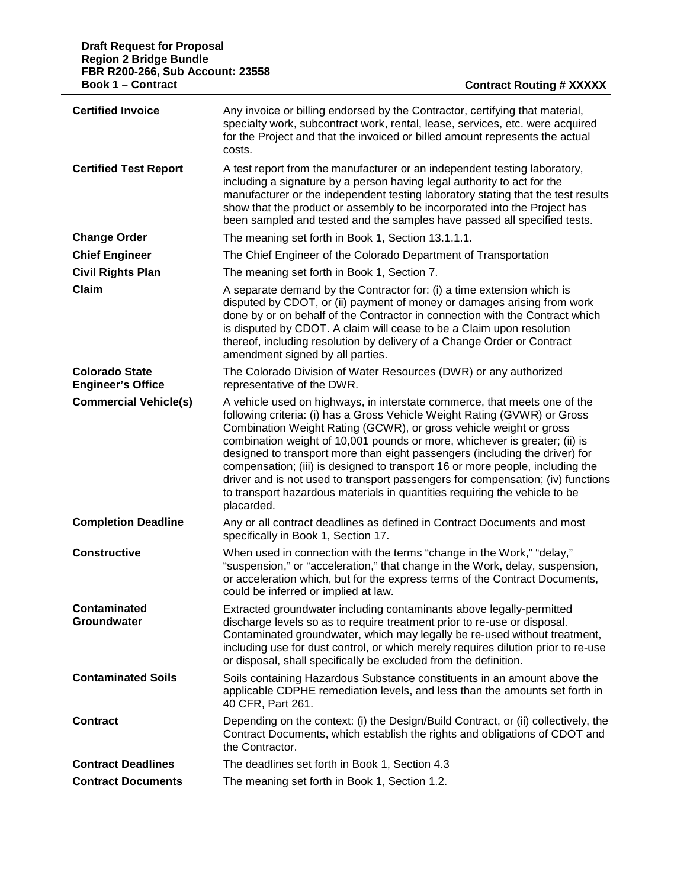| | |
|---|---|
| **Certified Invoice** | Any invoice or billing endorsed by the Contractor, certifying that material, specialty work, subcontract work, rental, lease, services, etc. were acquired for the Project and that the invoiced or billed amount represents the actual costs. |
| **Certified Test Report** | A test report from the manufacturer or an independent testing laboratory, including a signature by a person having legal authority to act for the manufacturer or the independent testing laboratory stating that the test results show that the product or assembly to be incorporated into the Project has been sampled and tested and the samples have passed all specified tests. |
| **Change Order** | The meaning set forth in Book 1, Section 13.1.1.1. |
| **Chief Engineer** | The Chief Engineer of the Colorado Department of Transportation |
| **Civil Rights Plan** | The meaning set forth in Book 1, Section 7. |
| **Claim** | A separate demand by the Contractor for: (i) a time extension which is disputed by CDOT, or (ii) payment of money or damages arising from work done by or on behalf of the Contractor in connection with the Contract which is disputed by CDOT. A claim will cease to be a Claim upon resolution thereof, including resolution by delivery of a Change Order or Contract amendment signed by all parties. |
| **Colorado State Engineer's Office** | The Colorado Division of Water Resources (DWR) or any authorized representative of the DWR. |
| **Commercial Vehicle(s)** | A vehicle used on highways, in interstate commerce, that meets one of the following criteria: (i) has a Gross Vehicle Weight Rating (GVWR) or Gross Combination Weight Rating (GCWR), or gross vehicle weight or gross combination weight of 10,001 pounds or more, whichever is greater; (ii) is designed to transport more than eight passengers (including the driver) for compensation; (iii) is designed to transport 16 or more people, including the driver and is not used to transport passengers for compensation; (iv) functions to transport hazardous materials in quantities requiring the vehicle to be placarded. |
| **Completion Deadline** | Any or all contract deadlines as defined in Contract Documents and most specifically in Book 1, Section 17. |
| **Constructive** | When used in connection with the terms "change in the Work," "delay," "suspension," or "acceleration," that change in the Work, delay, suspension, or acceleration which, but for the express terms of the Contract Documents, could be inferred or implied at law. |
| **Contaminated Groundwater** | Extracted groundwater including contaminants above legally-permitted discharge levels so as to require treatment prior to re-use or disposal. Contaminated groundwater, which may legally be re-used without treatment, including use for dust control, or which merely requires dilution prior to re-use or disposal, shall specifically be excluded from the definition. |
| **Contaminated Soils** | Soils containing Hazardous Substance constituents in an amount above the applicable CDPHE remediation levels, and less than the amounts set forth in 40 CFR, Part 261. |
| **Contract** | Depending on the context: (i) the Design/Build Contract, or (ii) collectively, the Contract Documents, which establish the rights and obligations of CDOT and the Contractor. |
| **Contract Deadlines** | The deadlines set forth in Book 1, Section 4.3 |
| **Contract Documents** | The meaning set forth in Book 1, Section 1.2. |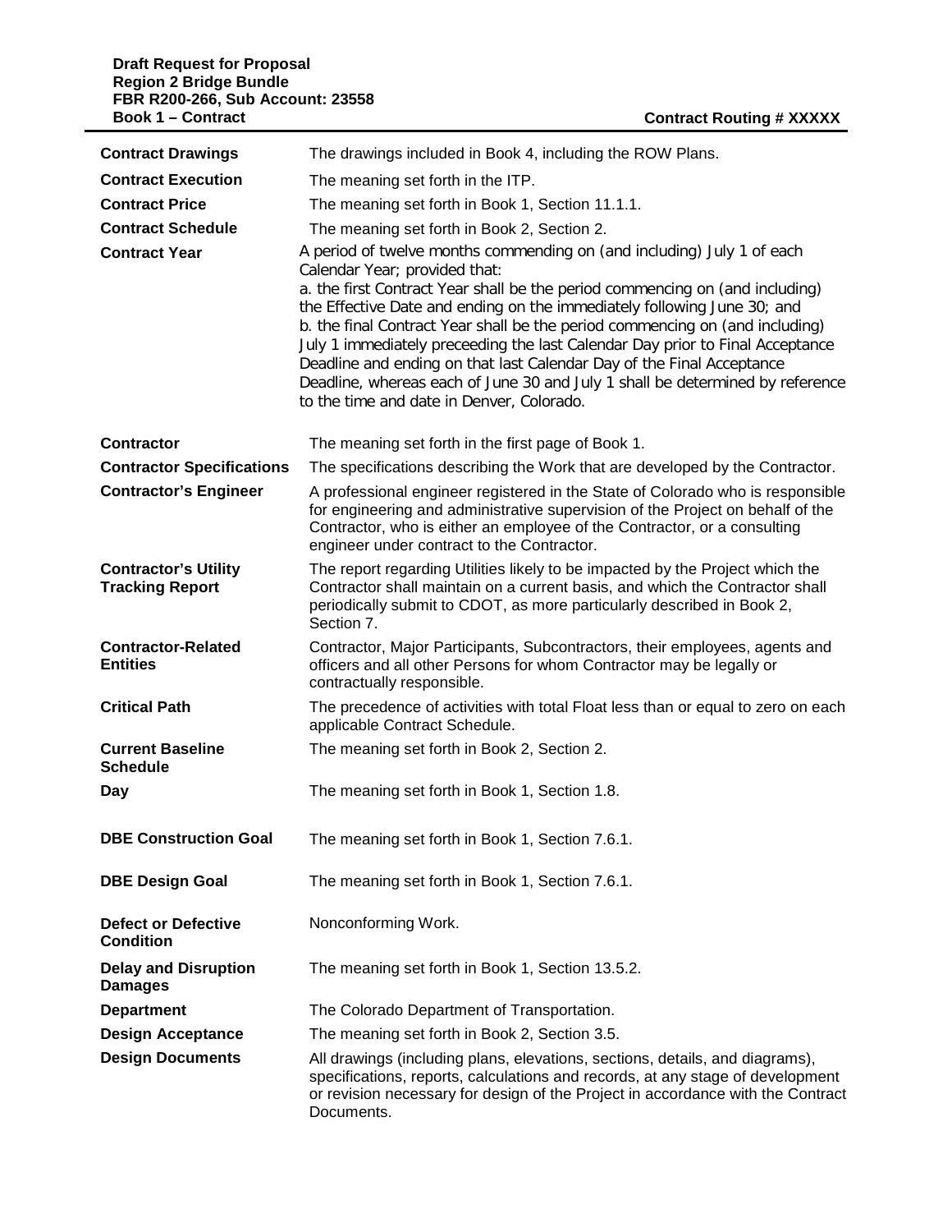| | |
|---|---|
| **Contract Drawings** | The drawings included in Book 4, including the ROW Plans. |
| **Contract Execution** | The meaning set forth in the ITP. |
| **Contract Price** | The meaning set forth in Book 1, Section 11.1.1. |
| **Contract Schedule** | The meaning set forth in Book 2, Section 2. |
| **Contract Year** | A period of twelve months commending on (and including) July 1 of each Calendar Year; provided that:<br>a. the first Contract Year shall be the period commencing on (and including) the Effective Date and ending on the immediately following June 30; and<br>b. the final Contract Year shall be the period commencing on (and including) July 1 immediately preceeding the last Calendar Day prior to Final Acceptance Deadline and ending on that last Calendar Day of the Final Acceptance Deadline, whereas each of June 30 and July 1 shall be determined by reference to the time and date in Denver, Colorado. |
| **Contractor** | The meaning set forth in the first page of Book 1. |
| **Contractor Specifications** | The specifications describing the Work that are developed by the Contractor. |
| **Contractor's Engineer** | A professional engineer registered in the State of Colorado who is responsible for engineering and administrative supervision of the Project on behalf of the Contractor, who is either an employee of the Contractor, or a consulting engineer under contract to the Contractor. |
| **Contractor's Utility Tracking Report** | The report regarding Utilities likely to be impacted by the Project which the Contractor shall maintain on a current basis, and which the Contractor shall periodically submit to CDOT, as more particularly described in Book 2, Section 7. |
| **Contractor-Related Entities** | Contractor, Major Participants, Subcontractors, their employees, agents and officers and all other Persons for whom Contractor may be legally or contractually responsible. |
| **Critical Path** | The precedence of activities with total Float less than or equal to zero on each applicable Contract Schedule. |
| **Current Baseline Schedule** | The meaning set forth in Book 2, Section 2. |
| **Day** | The meaning set forth in Book 1, Section 1.8. |
| **DBE Construction Goal** | The meaning set forth in Book 1, Section 7.6.1. |
| **DBE Design Goal** | The meaning set forth in Book 1, Section 7.6.1. |
| **Defect or Defective Condition** | Nonconforming Work. |
| **Delay and Disruption Damages** | The meaning set forth in Book 1, Section 13.5.2. |
| **Department** | The Colorado Department of Transportation. |
| **Design Acceptance** | The meaning set forth in Book 2, Section 3.5. |
| **Design Documents** | All drawings (including plans, elevations, sections, details, and diagrams), specifications, reports, calculations and records, at any stage of development or revision necessary for design of the Project in accordance with the Contract Documents. |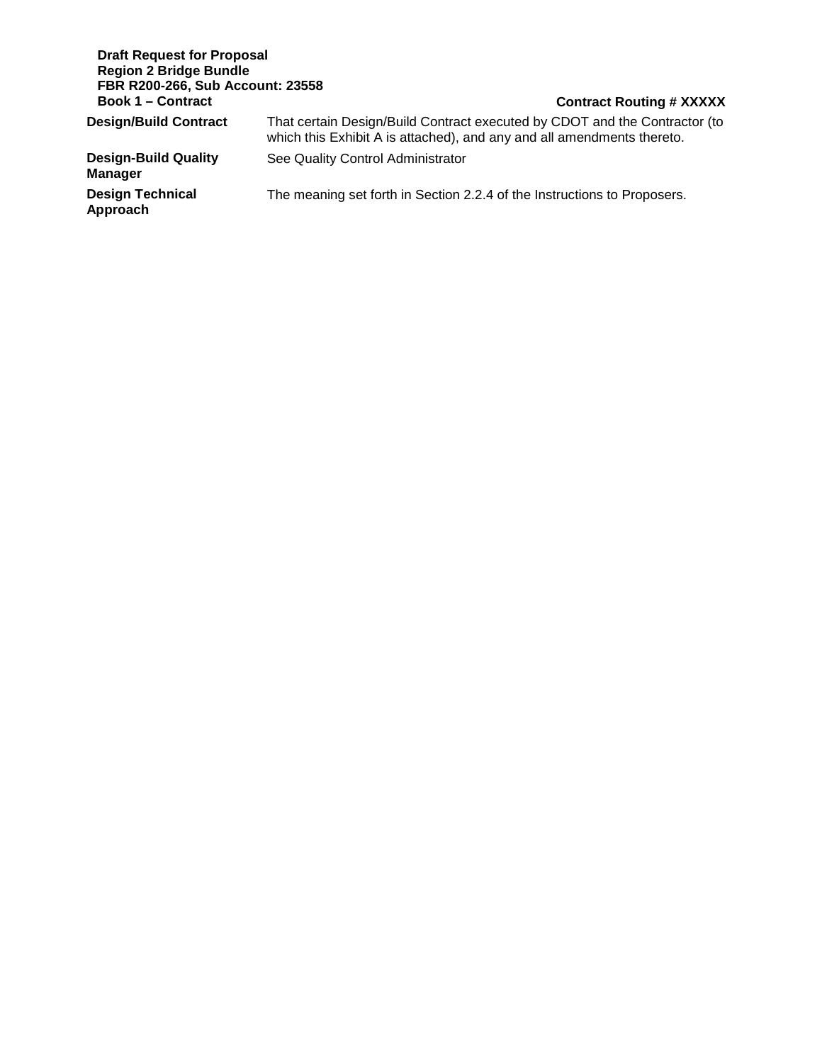| | |
|---|---|
| **Design/Build Contract** | That certain Design/Build Contract executed by CDOT and the Contractor (to which this Exhibit A is attached), and any and all amendments thereto. |
| **Design-Build Quality Manager** | See Quality Control Administrator |
| **Design Technical Approach** | The meaning set forth in Section 2.2.4 of the Instructions to Proposers. |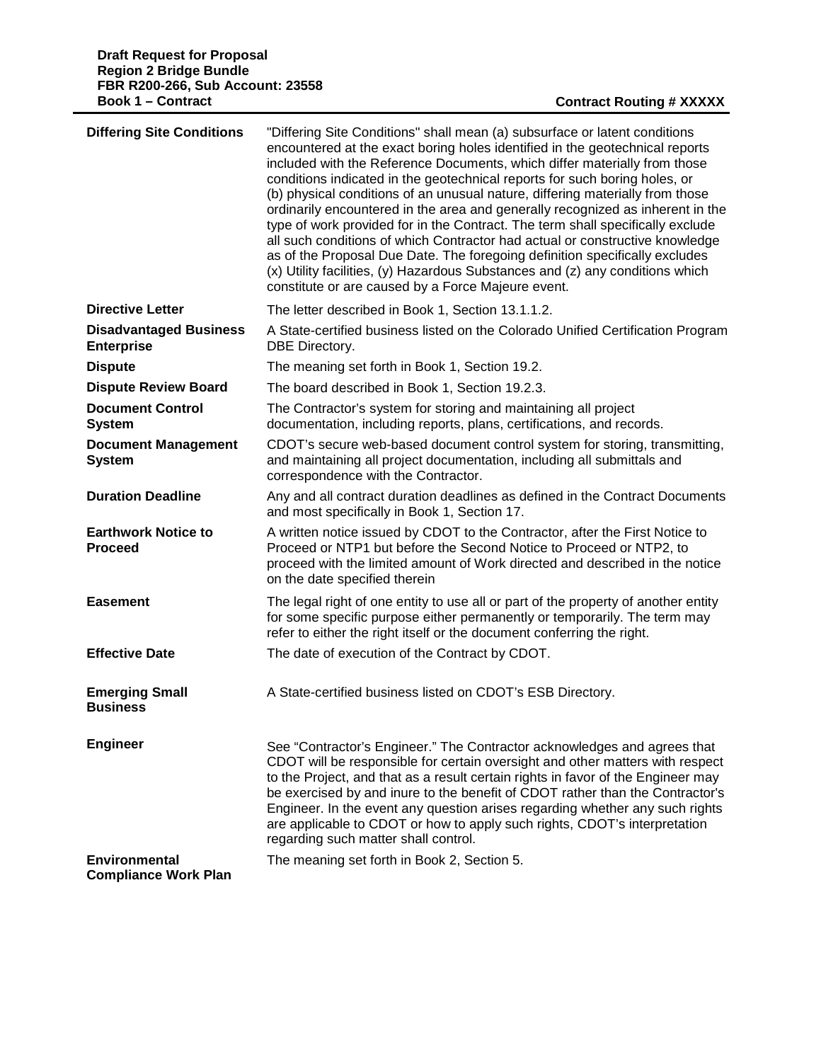| | |
|---|---|
| **Differing Site Conditions** | "Differing Site Conditions" shall mean (a) subsurface or latent conditions encountered at the exact boring holes identified in the geotechnical reports included with the Reference Documents, which differ materially from those conditions indicated in the geotechnical reports for such boring holes, or (b) physical conditions of an unusual nature, differing materially from those ordinarily encountered in the area and generally recognized as inherent in the type of work provided for in the Contract. The term shall specifically exclude all such conditions of which Contractor had actual or constructive knowledge as of the Proposal Due Date. The foregoing definition specifically excludes (x) Utility facilities, (y) Hazardous Substances and (z) any conditions which constitute or are caused by a Force Majeure event. |
| **Directive Letter** | The letter described in Book 1, Section 13.1.1.2. |
| **Disadvantaged Business Enterprise** | A State-certified business listed on the Colorado Unified Certification Program DBE Directory. |
| **Dispute** | The meaning set forth in Book 1, Section 19.2. |
| **Dispute Review Board** | The board described in Book 1, Section 19.2.3. |
| **Document Control System** | The Contractor's system for storing and maintaining all project documentation, including reports, plans, certifications, and records. |
| **Document Management System** | CDOT's secure web-based document control system for storing, transmitting, and maintaining all project documentation, including all submittals and correspondence with the Contractor. |
| **Duration Deadline** | Any and all contract duration deadlines as defined in the Contract Documents and most specifically in Book 1, Section 17. |
| **Earthwork Notice to Proceed** | A written notice issued by CDOT to the Contractor, after the First Notice to Proceed or NTP1 but before the Second Notice to Proceed or NTP2, to proceed with the limited amount of Work directed and described in the notice on the date specified therein |
| **Easement** | The legal right of one entity to use all or part of the property of another entity for some specific purpose either permanently or temporarily. The term may refer to either the right itself or the document conferring the right. |
| **Effective Date** | The date of execution of the Contract by CDOT. |
| **Emerging Small Business** | A State-certified business listed on CDOT's ESB Directory. |
| **Engineer** | See "Contractor's Engineer." The Contractor acknowledges and agrees that CDOT will be responsible for certain oversight and other matters with respect to the Project, and that as a result certain rights in favor of the Engineer may be exercised by and inure to the benefit of CDOT rather than the Contractor's Engineer. In the event any question arises regarding whether any such rights are applicable to CDOT or how to apply such rights, CDOT's interpretation regarding such matter shall control. |
| **Environmental Compliance Work Plan** | The meaning set forth in Book 2, Section 5. |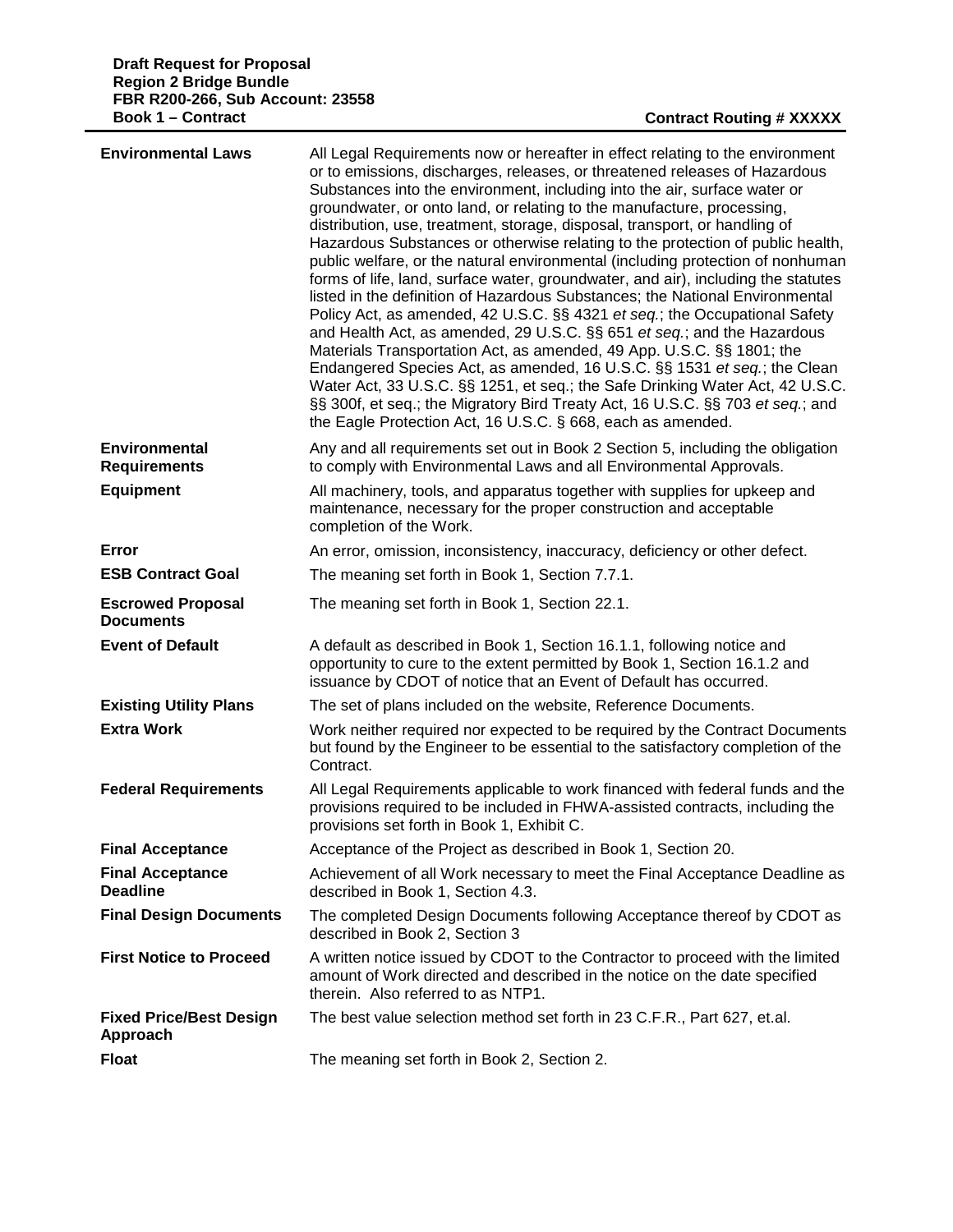| | |
|---|---|
| **Environmental Laws** | All Legal Requirements now or hereafter in effect relating to the environment or to emissions, discharges, releases, or threatened releases of Hazardous Substances into the environment, including into the air, surface water or groundwater, or onto land, or relating to the manufacture, processing, distribution, use, treatment, storage, disposal, transport, or handling of Hazardous Substances or otherwise relating to the protection of public health, public welfare, or the natural environmental (including protection of nonhuman forms of life, land, surface water, groundwater, and air), including the statutes listed in the definition of Hazardous Substances; the National Environmental Policy Act, as amended, 42 U.S.C. §§ 4321 *et seq.*; the Occupational Safety and Health Act, as amended, 29 U.S.C. §§ 651 *et seq.*; and the Hazardous Materials Transportation Act, as amended, 49 App. U.S.C. §§ 1801; the Endangered Species Act, as amended, 16 U.S.C. §§ 1531 *et seq.*; the Clean Water Act, 33 U.S.C. §§ 1251, et seq.; the Safe Drinking Water Act, 42 U.S.C. §§ 300f, et seq.; the Migratory Bird Treaty Act, 16 U.S.C. §§ 703 *et seq.*; and the Eagle Protection Act, 16 U.S.C. § 668, each as amended. |
| **Environmental Requirements** | Any and all requirements set out in Book 2 Section 5, including the obligation to comply with Environmental Laws and all Environmental Approvals. |
| **Equipment** | All machinery, tools, and apparatus together with supplies for upkeep and maintenance, necessary for the proper construction and acceptable completion of the Work. |
| **Error** | An error, omission, inconsistency, inaccuracy, deficiency or other defect. |
| **ESB Contract Goal** | The meaning set forth in Book 1, Section 7.7.1. |
| **Escrowed Proposal Documents** | The meaning set forth in Book 1, Section 22.1. |
| **Event of Default** | A default as described in Book 1, Section 16.1.1, following notice and opportunity to cure to the extent permitted by Book 1, Section 16.1.2 and issuance by CDOT of notice that an Event of Default has occurred. |
| **Existing Utility Plans** | The set of plans included on the website, Reference Documents. |
| **Extra Work** | Work neither required nor expected to be required by the Contract Documents but found by the Engineer to be essential to the satisfactory completion of the Contract. |
| **Federal Requirements** | All Legal Requirements applicable to work financed with federal funds and the provisions required to be included in FHWA-assisted contracts, including the provisions set forth in Book 1, Exhibit C. |
| **Final Acceptance** | Acceptance of the Project as described in Book 1, Section 20. |
| **Final Acceptance Deadline** | Achievement of all Work necessary to meet the Final Acceptance Deadline as described in Book 1, Section 4.3. |
| **Final Design Documents** | The completed Design Documents following Acceptance thereof by CDOT as described in Book 2, Section 3 |
| **First Notice to Proceed** | A written notice issued by CDOT to the Contractor to proceed with the limited amount of Work directed and described in the notice on the date specified therein. Also referred to as NTP1. |
| **Fixed Price/Best Design Approach** | The best value selection method set forth in 23 C.F.R., Part 627, et.al. |
| **Float** | The meaning set forth in Book 2, Section 2. |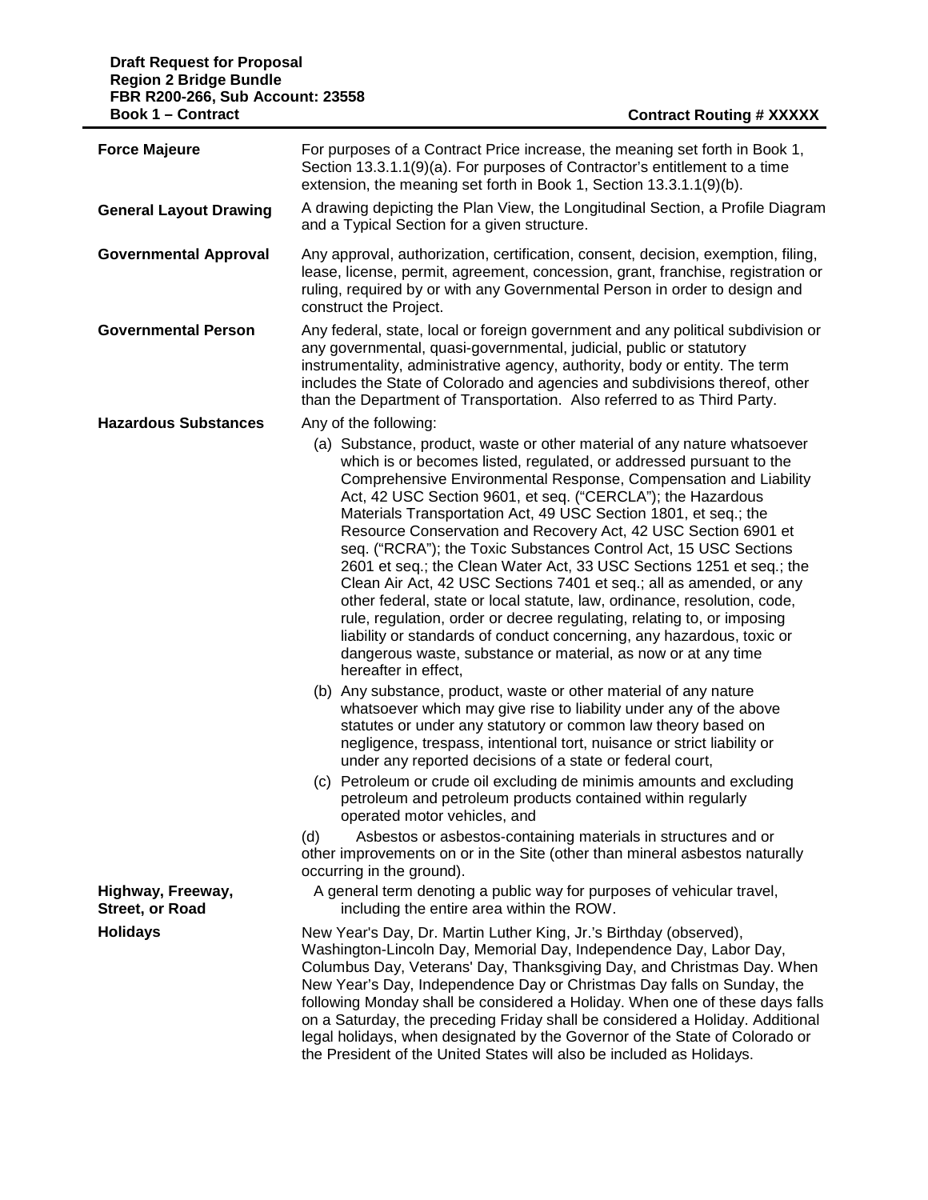| | |
|---|---|
| **Force Majeure** | For purposes of a Contract Price increase, the meaning set forth in Book 1, Section 13.3.1.1(9)(a). For purposes of Contractor's entitlement to a time extension, the meaning set forth in Book 1, Section 13.3.1.1(9)(b). |
| **General Layout Drawing** | A drawing depicting the Plan View, the Longitudinal Section, a Profile Diagram and a Typical Section for a given structure. |
| **Governmental Approval** | Any approval, authorization, certification, consent, decision, exemption, filing, lease, license, permit, agreement, concession, grant, franchise, registration or ruling, required by or with any Governmental Person in order to design and construct the Project. |
| **Governmental Person** | Any federal, state, local or foreign government and any political subdivision or any governmental, quasi-governmental, judicial, public or statutory instrumentality, administrative agency, authority, body or entity. The term includes the State of Colorado and agencies and subdivisions thereof, other than the Department of Transportation. Also referred to as Third Party. |
| **Hazardous Substances** | Any of the following:<br>(a) Substance, product, waste or other material of any nature whatsoever which is or becomes listed, regulated, or addressed pursuant to the Comprehensive Environmental Response, Compensation and Liability Act, 42 USC Section 9601, et seq. ("CERCLA"); the Hazardous Materials Transportation Act, 49 USC Section 1801, et seq.; the Resource Conservation and Recovery Act, 42 USC Section 6901 et seq. ("RCRA"); the Toxic Substances Control Act, 15 USC Sections 2601 et seq.; the Clean Water Act, 33 USC Sections 1251 et seq.; the Clean Air Act, 42 USC Sections 7401 et seq.; all as amended, or any other federal, state or local statute, law, ordinance, resolution, code, rule, regulation, order or decree regulating, relating to, or imposing liability or standards of conduct concerning, any hazardous, toxic or dangerous waste, substance or material, as now or at any time hereafter in effect,<br>(b) Any substance, product, waste or other material of any nature whatsoever which may give rise to liability under any of the above statutes or under any statutory or common law theory based on negligence, trespass, intentional tort, nuisance or strict liability or under any reported decisions of a state or federal court,<br>(c) Petroleum or crude oil excluding de minimis amounts and excluding petroleum and petroleum products contained within regularly operated motor vehicles, and<br>(d) Asbestos or asbestos-containing materials in structures and or other improvements on or in the Site (other than mineral asbestos naturally occurring in the ground). |
| **Highway, Freeway, Street, or Road** | A general term denoting a public way for purposes of vehicular travel, including the entire area within the ROW. |
| **Holidays** | New Year's Day, Dr. Martin Luther King, Jr.'s Birthday (observed), Washington-Lincoln Day, Memorial Day, Independence Day, Labor Day, Columbus Day, Veterans' Day, Thanksgiving Day, and Christmas Day. When New Year's Day, Independence Day or Christmas Day falls on Sunday, the following Monday shall be considered a Holiday. When one of these days falls on a Saturday, the preceding Friday shall be considered a Holiday. Additional legal holidays, when designated by the Governor of the State of Colorado or the President of the United States will also be included as Holidays. |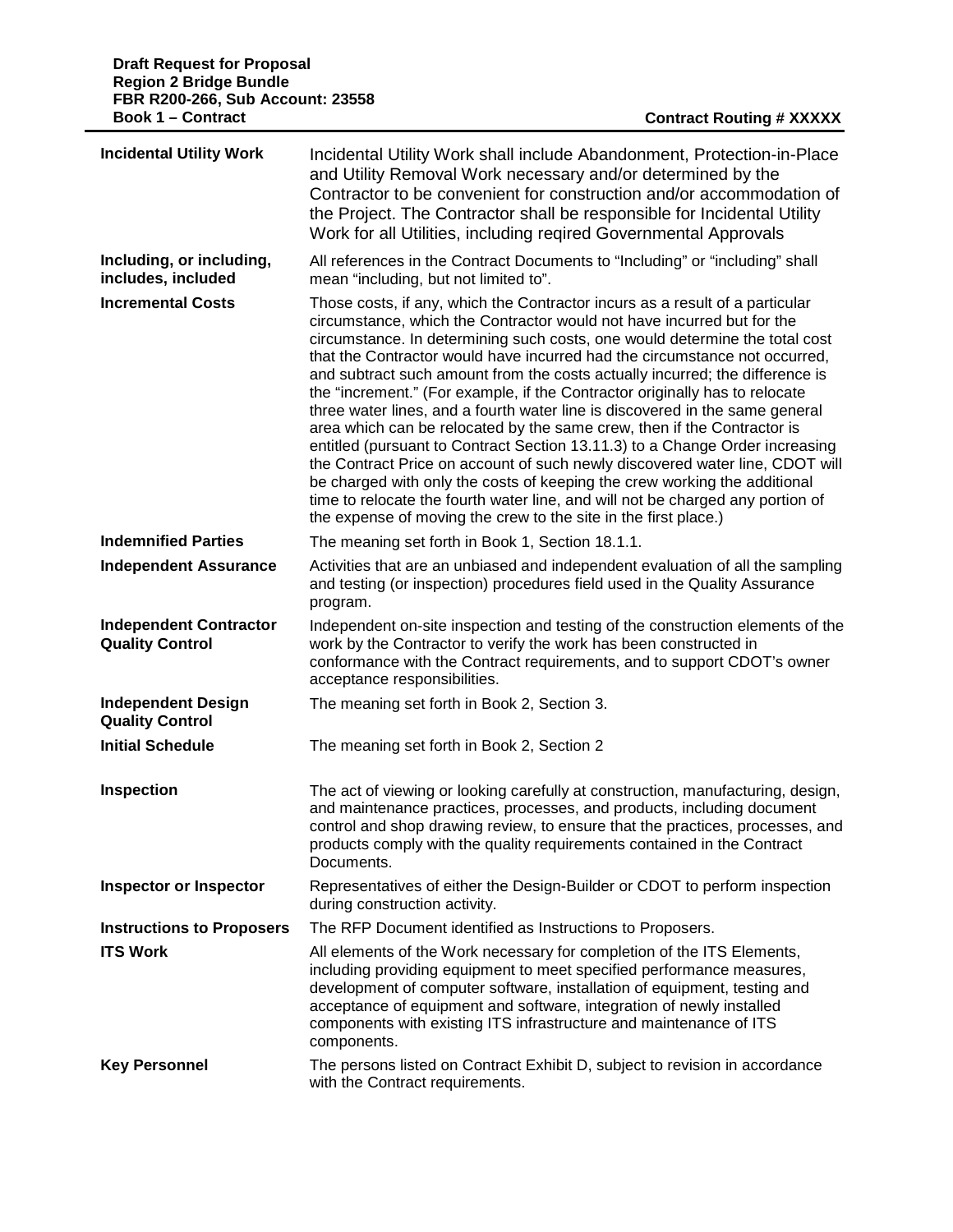| | |
|---|---|
| **Incidental Utility Work** | Incidental Utility Work shall include Abandonment, Protection-in-Place and Utility Removal Work necessary and/or determined by the Contractor to be convenient for construction and/or accommodation of the Project. The Contractor shall be responsible for Incidental Utility Work for all Utilities, including reqired Governmental Approvals |
| **Including, or including, includes, included** | All references in the Contract Documents to "Including" or "including" shall mean "including, but not limited to". |
| **Incremental Costs** | Those costs, if any, which the Contractor incurs as a result of a particular circumstance, which the Contractor would not have incurred but for the circumstance. In determining such costs, one would determine the total cost that the Contractor would have incurred had the circumstance not occurred, and subtract such amount from the costs actually incurred; the difference is the "increment." (For example, if the Contractor originally has to relocate three water lines, and a fourth water line is discovered in the same general area which can be relocated by the same crew, then if the Contractor is entitled (pursuant to Contract Section 13.11.3) to a Change Order increasing the Contract Price on account of such newly discovered water line, CDOT will be charged with only the costs of keeping the crew working the additional time to relocate the fourth water line, and will not be charged any portion of the expense of moving the crew to the site in the first place.) |
| **Indemnified Parties** | The meaning set forth in Book 1, Section 18.1.1. |
| **Independent Assurance** | Activities that are an unbiased and independent evaluation of all the sampling and testing (or inspection) procedures field used in the Quality Assurance program. |
| **Independent Contractor Quality Control** | Independent on-site inspection and testing of the construction elements of the work by the Contractor to verify the work has been constructed in conformance with the Contract requirements, and to support CDOT's owner acceptance responsibilities. |
| **Independent Design Quality Control** | The meaning set forth in Book 2, Section 3. |
| **Initial Schedule** | The meaning set forth in Book 2, Section 2 |
| **Inspection** | The act of viewing or looking carefully at construction, manufacturing, design, and maintenance practices, processes, and products, including document control and shop drawing review, to ensure that the practices, processes, and products comply with the quality requirements contained in the Contract Documents. |
| **Inspector or Inspector** | Representatives of either the Design-Builder or CDOT to perform inspection during construction activity. |
| **Instructions to Proposers** | The RFP Document identified as Instructions to Proposers. |
| **ITS Work** | All elements of the Work necessary for completion of the ITS Elements, including providing equipment to meet specified performance measures, development of computer software, installation of equipment, testing and acceptance of equipment and software, integration of newly installed components with existing ITS infrastructure and maintenance of ITS components. |
| **Key Personnel** | The persons listed on Contract Exhibit D, subject to revision in accordance with the Contract requirements. |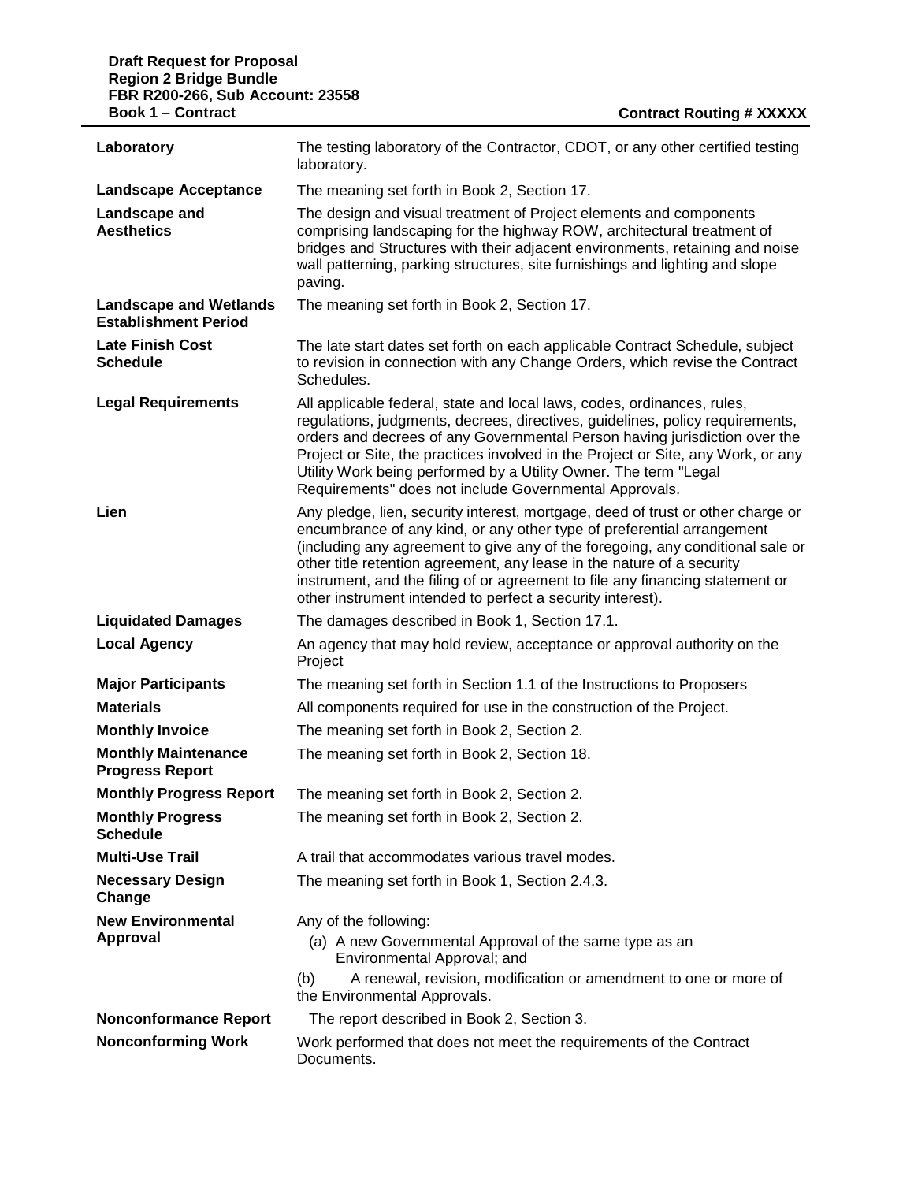| | |
|---|---|
| **Laboratory** | The testing laboratory of the Contractor, CDOT, or any other certified testing laboratory. |
| **Landscape Acceptance** | The meaning set forth in Book 2, Section 17. |
| **Landscape and Aesthetics** | The design and visual treatment of Project elements and components comprising landscaping for the highway ROW, architectural treatment of bridges and Structures with their adjacent environments, retaining and noise wall patterning, parking structures, site furnishings and lighting and slope paving. |
| **Landscape and Wetlands Establishment Period** | The meaning set forth in Book 2, Section 17. |
| **Late Finish Cost Schedule** | The late start dates set forth on each applicable Contract Schedule, subject to revision in connection with any Change Orders, which revise the Contract Schedules. |
| **Legal Requirements** | All applicable federal, state and local laws, codes, ordinances, rules, regulations, judgments, decrees, directives, guidelines, policy requirements, orders and decrees of any Governmental Person having jurisdiction over the Project or Site, the practices involved in the Project or Site, any Work, or any Utility Work being performed by a Utility Owner. The term "Legal Requirements" does not include Governmental Approvals. |
| **Lien** | Any pledge, lien, security interest, mortgage, deed of trust or other charge or encumbrance of any kind, or any other type of preferential arrangement (including any agreement to give any of the foregoing, any conditional sale or other title retention agreement, any lease in the nature of a security instrument, and the filing of or agreement to file any financing statement or other instrument intended to perfect a security interest). |
| **Liquidated Damages** | The damages described in Book 1, Section 17.1. |
| **Local Agency** | An agency that may hold review, acceptance or approval authority on the Project |
| **Major Participants** | The meaning set forth in Section 1.1 of the Instructions to Proposers |
| **Materials** | All components required for use in the construction of the Project. |
| **Monthly Invoice** | The meaning set forth in Book 2, Section 2. |
| **Monthly Maintenance Progress Report** | The meaning set forth in Book 2, Section 18. |
| **Monthly Progress Report** | The meaning set forth in Book 2, Section 2. |
| **Monthly Progress Schedule** | The meaning set forth in Book 2, Section 2. |
| **Multi-Use Trail** | A trail that accommodates various travel modes. |
| **Necessary Design Change** | The meaning set forth in Book 1, Section 2.4.3. |
| **New Environmental Approval** | Any of the following:<br>(a) A new Governmental Approval of the same type as an Environmental Approval; and<br>(b) A renewal, revision, modification or amendment to one or more of the Environmental Approvals. |
| **Nonconformance Report** | The report described in Book 2, Section 3. |
| **Nonconforming Work** | Work performed that does not meet the requirements of the Contract Documents. |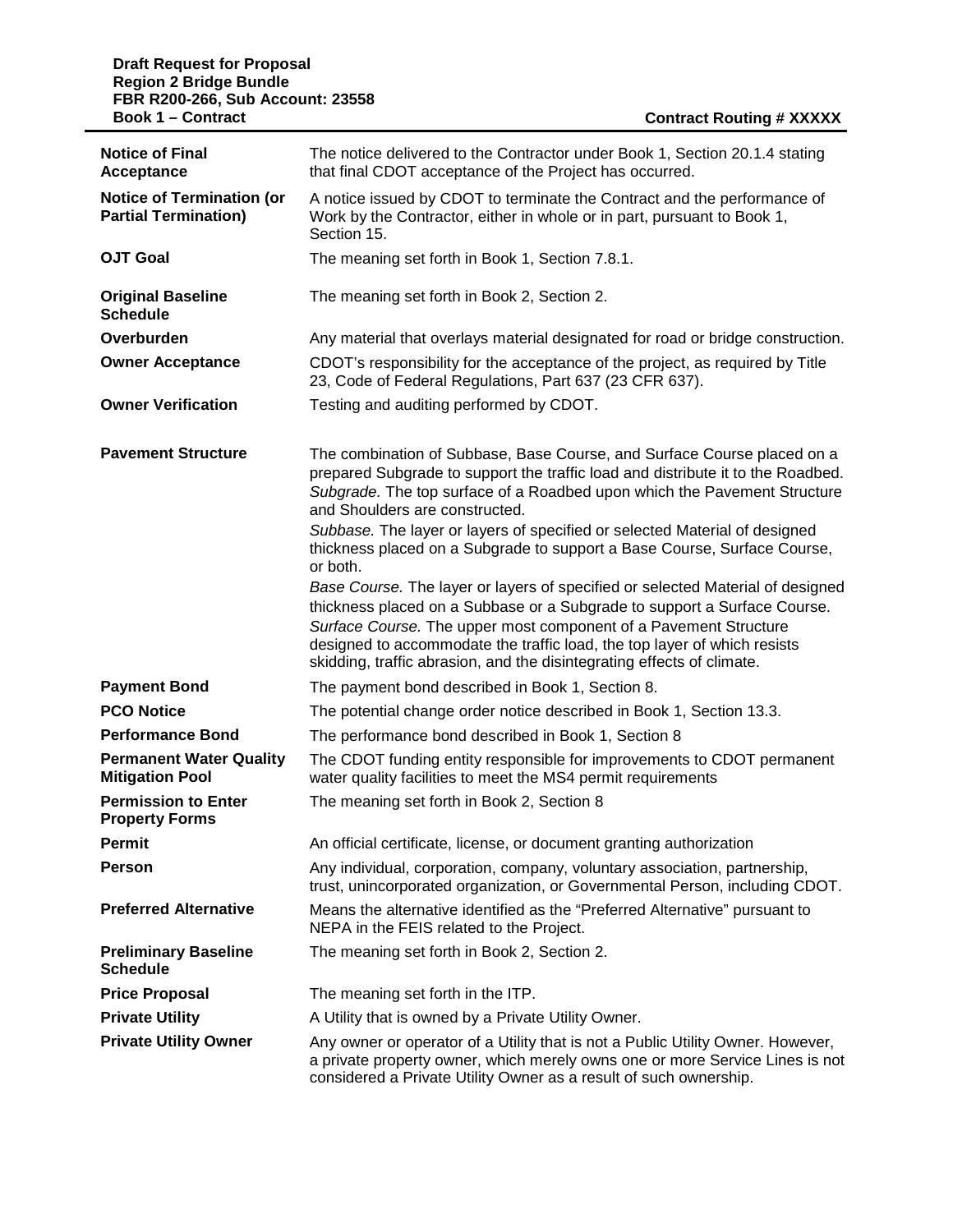| | |
|---|---|
| **Notice of Final Acceptance** | The notice delivered to the Contractor under Book 1, Section 20.1.4 stating that final CDOT acceptance of the Project has occurred. |
| **Notice of Termination (or Partial Termination)** | A notice issued by CDOT to terminate the Contract and the performance of Work by the Contractor, either in whole or in part, pursuant to Book 1, Section 15. |
| **OJT Goal** | The meaning set forth in Book 1, Section 7.8.1. |
| **Original Baseline Schedule** | The meaning set forth in Book 2, Section 2. |
| **Overburden** | Any material that overlays material designated for road or bridge construction. |
| **Owner Acceptance** | CDOT's responsibility for the acceptance of the project, as required by Title 23, Code of Federal Regulations, Part 637 (23 CFR 637). |
| **Owner Verification** | Testing and auditing performed by CDOT. |
| **Pavement Structure** | The combination of Subbase, Base Course, and Surface Course placed on a prepared Subgrade to support the traffic load and distribute it to the Roadbed.<br>*Subgrade.* The top surface of a Roadbed upon which the Pavement Structure and Shoulders are constructed.<br>*Subbase.* The layer or layers of specified or selected Material of designed thickness placed on a Subgrade to support a Base Course, Surface Course, or both.<br>*Base Course.* The layer or layers of specified or selected Material of designed thickness placed on a Subbase or a Subgrade to support a Surface Course.<br>*Surface Course.* The upper most component of a Pavement Structure designed to accommodate the traffic load, the top layer of which resists skidding, traffic abrasion, and the disintegrating effects of climate. |
| **Payment Bond** | The payment bond described in Book 1, Section 8. |
| **PCO Notice** | The potential change order notice described in Book 1, Section 13.3. |
| **Performance Bond** | The performance bond described in Book 1, Section 8 |
| **Permanent Water Quality Mitigation Pool** | The CDOT funding entity responsible for improvements to CDOT permanent water quality facilities to meet the MS4 permit requirements |
| **Permission to Enter Property Forms** | The meaning set forth in Book 2, Section 8 |
| **Permit** | An official certificate, license, or document granting authorization |
| **Person** | Any individual, corporation, company, voluntary association, partnership, trust, unincorporated organization, or Governmental Person, including CDOT. |
| **Preferred Alternative** | Means the alternative identified as the "Preferred Alternative" pursuant to NEPA in the FEIS related to the Project. |
| **Preliminary Baseline Schedule** | The meaning set forth in Book 2, Section 2. |
| **Price Proposal** | The meaning set forth in the ITP. |
| **Private Utility** | A Utility that is owned by a Private Utility Owner. |
| **Private Utility Owner** | Any owner or operator of a Utility that is not a Public Utility Owner. However, a private property owner, which merely owns one or more Service Lines is not considered a Private Utility Owner as a result of such ownership. |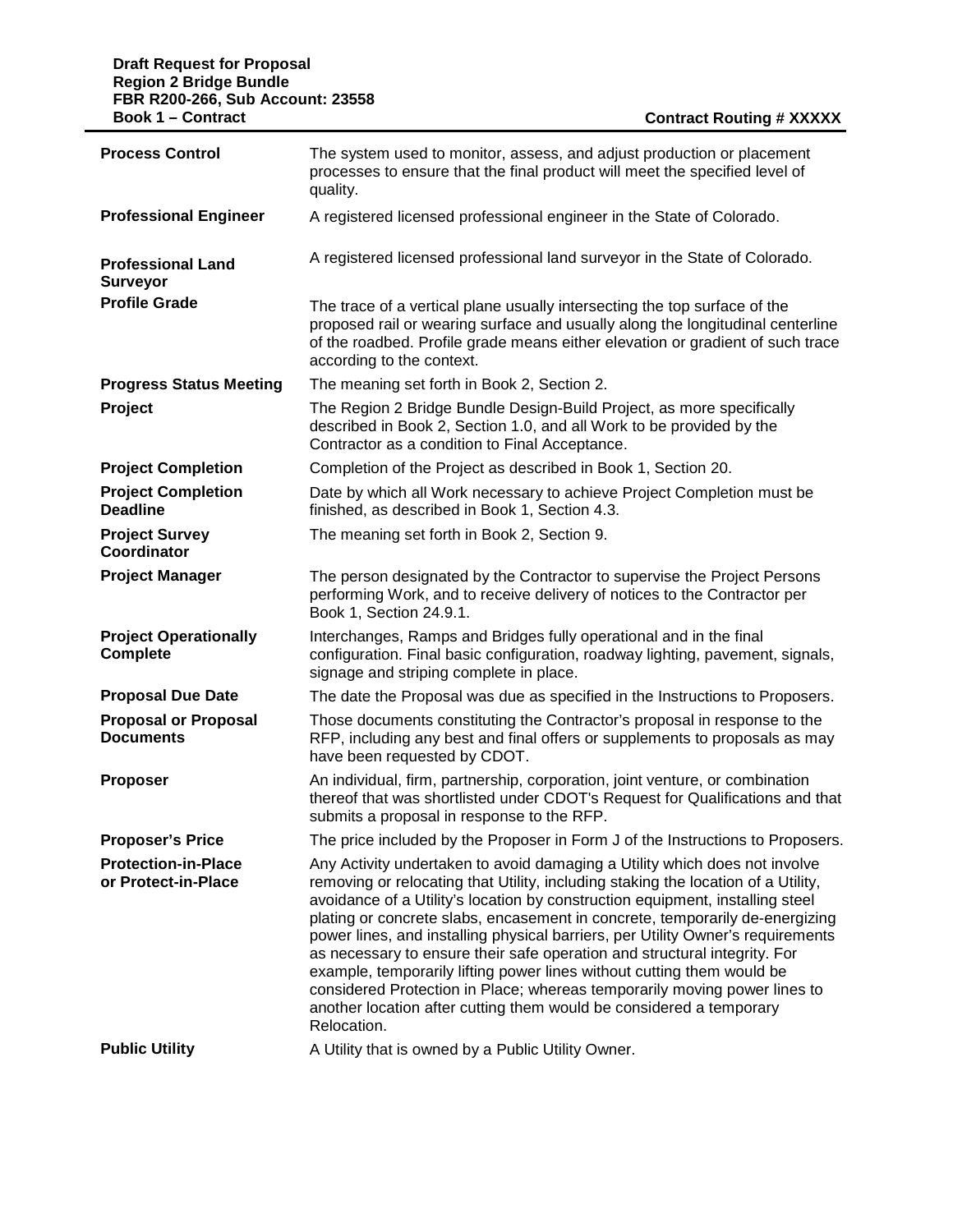| | |
|---|---|
| **Process Control** | The system used to monitor, assess, and adjust production or placement processes to ensure that the final product will meet the specified level of quality. |
| **Professional Engineer** | A registered licensed professional engineer in the State of Colorado. |
| **Professional Land Surveyor** | A registered licensed professional land surveyor in the State of Colorado. |
| **Profile Grade** | The trace of a vertical plane usually intersecting the top surface of the proposed rail or wearing surface and usually along the longitudinal centerline of the roadbed. Profile grade means either elevation or gradient of such trace according to the context. |
| **Progress Status Meeting** | The meaning set forth in Book 2, Section 2. |
| **Project** | The Region 2 Bridge Bundle Design-Build Project, as more specifically described in Book 2, Section 1.0, and all Work to be provided by the Contractor as a condition to Final Acceptance. |
| **Project Completion** | Completion of the Project as described in Book 1, Section 20. |
| **Project Completion Deadline** | Date by which all Work necessary to achieve Project Completion must be finished, as described in Book 1, Section 4.3. |
| **Project Survey Coordinator** | The meaning set forth in Book 2, Section 9. |
| **Project Manager** | The person designated by the Contractor to supervise the Project Persons performing Work, and to receive delivery of notices to the Contractor per Book 1, Section 24.9.1. |
| **Project Operationally Complete** | Interchanges, Ramps and Bridges fully operational and in the final configuration. Final basic configuration, roadway lighting, pavement, signals, signage and striping complete in place. |
| **Proposal Due Date** | The date the Proposal was due as specified in the Instructions to Proposers. |
| **Proposal or Proposal Documents** | Those documents constituting the Contractor's proposal in response to the RFP, including any best and final offers or supplements to proposals as may have been requested by CDOT. |
| **Proposer** | An individual, firm, partnership, corporation, joint venture, or combination thereof that was shortlisted under CDOT's Request for Qualifications and that submits a proposal in response to the RFP. |
| **Proposer's Price** | The price included by the Proposer in Form J of the Instructions to Proposers. |
| **Protection-in-Place or Protect-in-Place** | Any Activity undertaken to avoid damaging a Utility which does not involve removing or relocating that Utility, including staking the location of a Utility, avoidance of a Utility's location by construction equipment, installing steel plating or concrete slabs, encasement in concrete, temporarily de-energizing power lines, and installing physical barriers, per Utility Owner's requirements as necessary to ensure their safe operation and structural integrity. For example, temporarily lifting power lines without cutting them would be considered Protection in Place; whereas temporarily moving power lines to another location after cutting them would be considered a temporary Relocation. |
| **Public Utility** | A Utility that is owned by a Public Utility Owner. |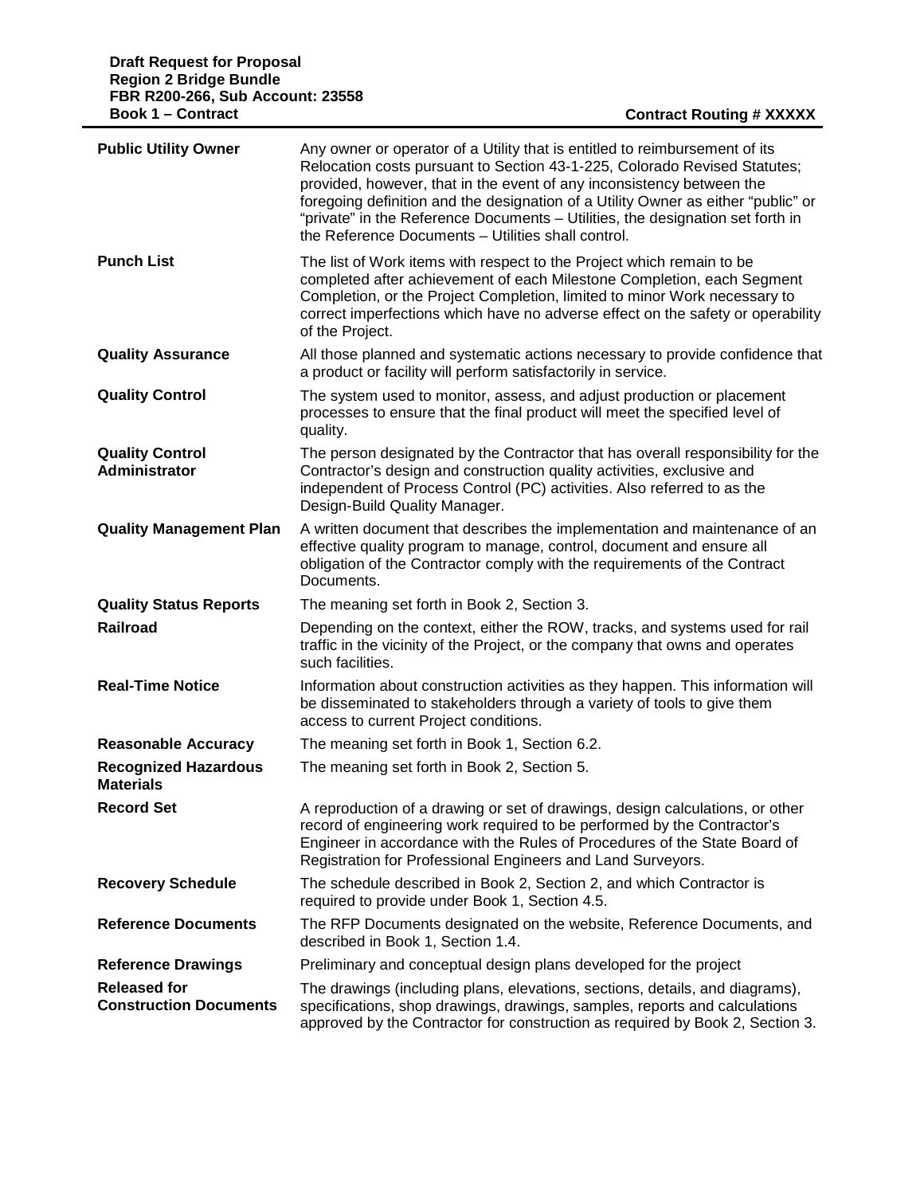| | |
|---|---|
| **Public Utility Owner** | Any owner or operator of a Utility that is entitled to reimbursement of its Relocation costs pursuant to Section 43-1-225, Colorado Revised Statutes; provided, however, that in the event of any inconsistency between the foregoing definition and the designation of a Utility Owner as either "public" or "private" in the Reference Documents – Utilities, the designation set forth in the Reference Documents – Utilities shall control. |
| **Punch List** | The list of Work items with respect to the Project which remain to be completed after achievement of each Milestone Completion, each Segment Completion, or the Project Completion, limited to minor Work necessary to correct imperfections which have no adverse effect on the safety or operability of the Project. |
| **Quality Assurance** | All those planned and systematic actions necessary to provide confidence that a product or facility will perform satisfactorily in service. |
| **Quality Control** | The system used to monitor, assess, and adjust production or placement processes to ensure that the final product will meet the specified level of quality. |
| **Quality Control Administrator** | The person designated by the Contractor that has overall responsibility for the Contractor's design and construction quality activities, exclusive and independent of Process Control (PC) activities. Also referred to as the Design-Build Quality Manager. |
| **Quality Management Plan** | A written document that describes the implementation and maintenance of an effective quality program to manage, control, document and ensure all obligation of the Contractor comply with the requirements of the Contract Documents. |
| **Quality Status Reports** | The meaning set forth in Book 2, Section 3. |
| **Railroad** | Depending on the context, either the ROW, tracks, and systems used for rail traffic in the vicinity of the Project, or the company that owns and operates such facilities. |
| **Real-Time Notice** | Information about construction activities as they happen. This information will be disseminated to stakeholders through a variety of tools to give them access to current Project conditions. |
| **Reasonable Accuracy** | The meaning set forth in Book 1, Section 6.2. |
| **Recognized Hazardous Materials** | The meaning set forth in Book 2, Section 5. |
| **Record Set** | A reproduction of a drawing or set of drawings, design calculations, or other record of engineering work required to be performed by the Contractor's Engineer in accordance with the Rules of Procedures of the State Board of Registration for Professional Engineers and Land Surveyors. |
| **Recovery Schedule** | The schedule described in Book 2, Section 2, and which Contractor is required to provide under Book 1, Section 4.5. |
| **Reference Documents** | The RFP Documents designated on the website, Reference Documents, and described in Book 1, Section 1.4. |
| **Reference Drawings** | Preliminary and conceptual design plans developed for the project |
| **Released for Construction Documents** | The drawings (including plans, elevations, sections, details, and diagrams), specifications, shop drawings, drawings, samples, reports and calculations approved by the Contractor for construction as required by Book 2, Section 3. |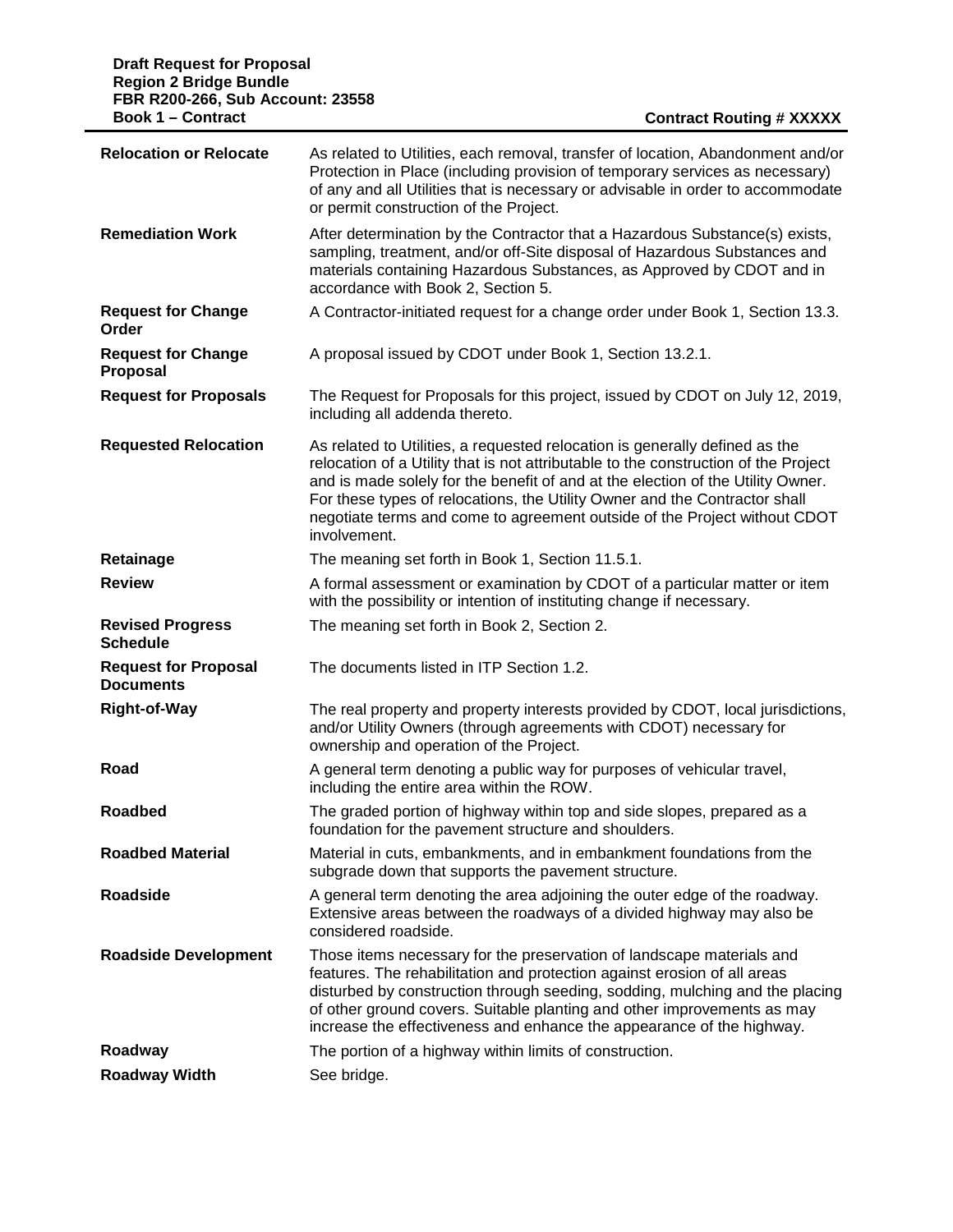| | |
|---|---|
| **Relocation or Relocate** | As related to Utilities, each removal, transfer of location, Abandonment and/or Protection in Place (including provision of temporary services as necessary) of any and all Utilities that is necessary or advisable in order to accommodate or permit construction of the Project. |
| **Remediation Work** | After determination by the Contractor that a Hazardous Substance(s) exists, sampling, treatment, and/or off-Site disposal of Hazardous Substances and materials containing Hazardous Substances, as Approved by CDOT and in accordance with Book 2, Section 5. |
| **Request for Change Order** | A Contractor-initiated request for a change order under Book 1, Section 13.3. |
| **Request for Change Proposal** | A proposal issued by CDOT under Book 1, Section 13.2.1. |
| **Request for Proposals** | The Request for Proposals for this project, issued by CDOT on July 12, 2019, including all addenda thereto. |
| **Requested Relocation** | As related to Utilities, a requested relocation is generally defined as the relocation of a Utility that is not attributable to the construction of the Project and is made solely for the benefit of and at the election of the Utility Owner. For these types of relocations, the Utility Owner and the Contractor shall negotiate terms and come to agreement outside of the Project without CDOT involvement. |
| **Retainage** | The meaning set forth in Book 1, Section 11.5.1. |
| **Review** | A formal assessment or examination by CDOT of a particular matter or item with the possibility or intention of instituting change if necessary. |
| **Revised Progress Schedule** | The meaning set forth in Book 2, Section 2. |
| **Request for Proposal Documents** | The documents listed in ITP Section 1.2. |
| **Right-of-Way** | The real property and property interests provided by CDOT, local jurisdictions, and/or Utility Owners (through agreements with CDOT) necessary for ownership and operation of the Project. |
| **Road** | A general term denoting a public way for purposes of vehicular travel, including the entire area within the ROW. |
| **Roadbed** | The graded portion of highway within top and side slopes, prepared as a foundation for the pavement structure and shoulders. |
| **Roadbed Material** | Material in cuts, embankments, and in embankment foundations from the subgrade down that supports the pavement structure. |
| **Roadside** | A general term denoting the area adjoining the outer edge of the roadway. Extensive areas between the roadways of a divided highway may also be considered roadside. |
| **Roadside Development** | Those items necessary for the preservation of landscape materials and features. The rehabilitation and protection against erosion of all areas disturbed by construction through seeding, sodding, mulching and the placing of other ground covers. Suitable planting and other improvements as may increase the effectiveness and enhance the appearance of the highway. |
| **Roadway** | The portion of a highway within limits of construction. |
| **Roadway Width** | See bridge. |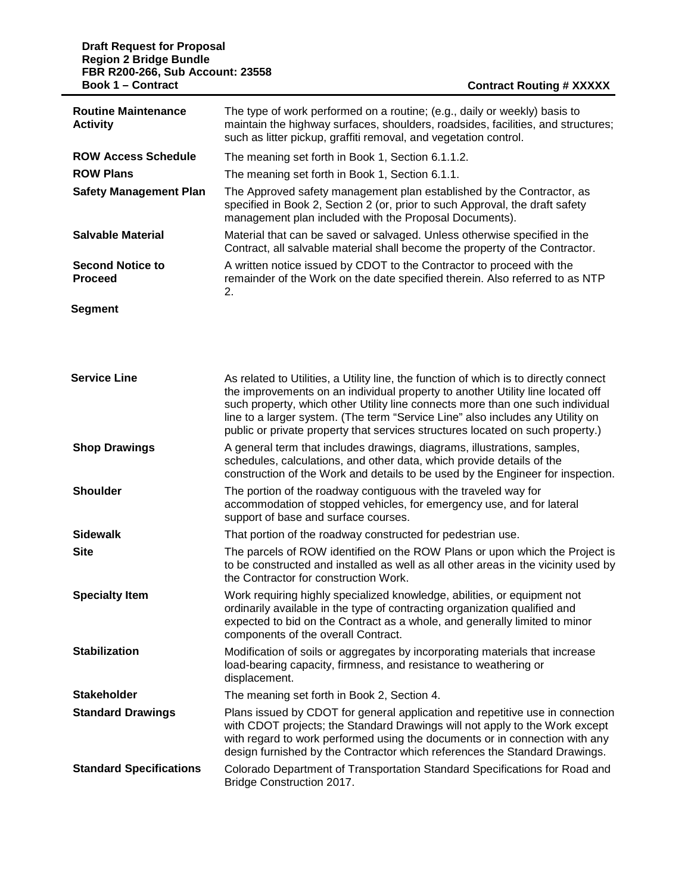| | |
|---|---|
| **Routine Maintenance Activity** | The type of work performed on a routine; (e.g., daily or weekly) basis to maintain the highway surfaces, shoulders, roadsides, facilities, and structures; such as litter pickup, graffiti removal, and vegetation control. |
| **ROW Access Schedule** | The meaning set forth in Book 1, Section 6.1.1.2. |
| **ROW Plans** | The meaning set forth in Book 1, Section 6.1.1. |
| **Safety Management Plan** | The Approved safety management plan established by the Contractor, as specified in Book 2, Section 2 (or, prior to such Approval, the draft safety management plan included with the Proposal Documents). |
| **Salvable Material** | Material that can be saved or salvaged. Unless otherwise specified in the Contract, all salvable material shall become the property of the Contractor. |
| **Second Notice to Proceed** | A written notice issued by CDOT to the Contractor to proceed with the remainder of the Work on the date specified therein. Also referred to as NTP 2. |
| **Segment** | |
| **Service Line** | As related to Utilities, a Utility line, the function of which is to directly connect the improvements on an individual property to another Utility line located off such property, which other Utility line connects more than one such individual line to a larger system. (The term "Service Line" also includes any Utility on public or private property that services structures located on such property.) |
| **Shop Drawings** | A general term that includes drawings, diagrams, illustrations, samples, schedules, calculations, and other data, which provide details of the construction of the Work and details to be used by the Engineer for inspection. |
| **Shoulder** | The portion of the roadway contiguous with the traveled way for accommodation of stopped vehicles, for emergency use, and for lateral support of base and surface courses. |
| **Sidewalk** | That portion of the roadway constructed for pedestrian use. |
| **Site** | The parcels of ROW identified on the ROW Plans or upon which the Project is to be constructed and installed as well as all other areas in the vicinity used by the Contractor for construction Work. |
| **Specialty Item** | Work requiring highly specialized knowledge, abilities, or equipment not ordinarily available in the type of contracting organization qualified and expected to bid on the Contract as a whole, and generally limited to minor components of the overall Contract. |
| **Stabilization** | Modification of soils or aggregates by incorporating materials that increase load-bearing capacity, firmness, and resistance to weathering or displacement. |
| **Stakeholder** | The meaning set forth in Book 2, Section 4. |
| **Standard Drawings** | Plans issued by CDOT for general application and repetitive use in connection with CDOT projects; the Standard Drawings will not apply to the Work except with regard to work performed using the documents or in connection with any design furnished by the Contractor which references the Standard Drawings. |
| **Standard Specifications** | Colorado Department of Transportation Standard Specifications for Road and Bridge Construction 2017. |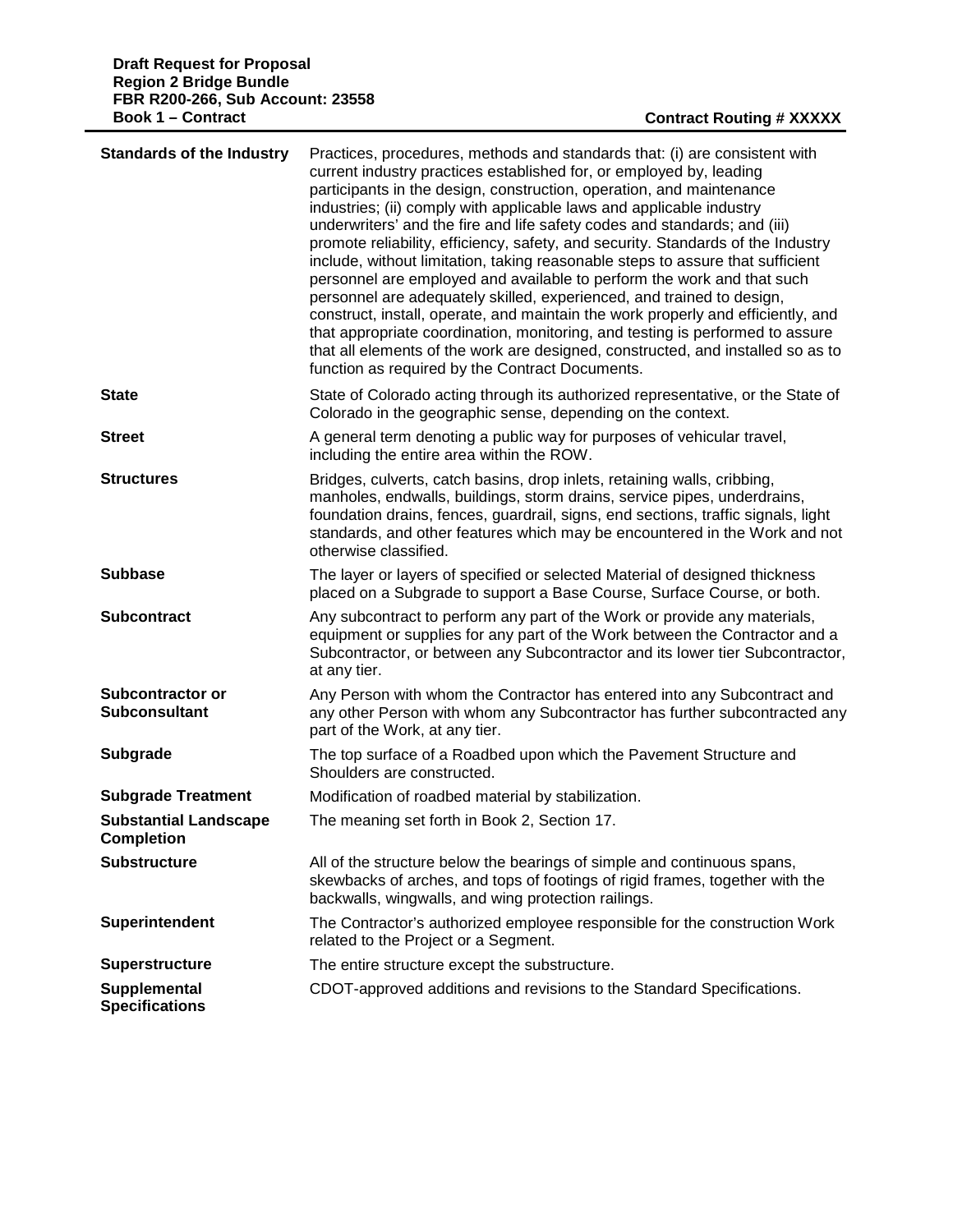| | |
|---|---|
| **Standards of the Industry** | Practices, procedures, methods and standards that: (i) are consistent with current industry practices established for, or employed by, leading participants in the design, construction, operation, and maintenance industries; (ii) comply with applicable laws and applicable industry underwriters' and the fire and life safety codes and standards; and (iii) promote reliability, efficiency, safety, and security. Standards of the Industry include, without limitation, taking reasonable steps to assure that sufficient personnel are employed and available to perform the work and that such personnel are adequately skilled, experienced, and trained to design, construct, install, operate, and maintain the work properly and efficiently, and that appropriate coordination, monitoring, and testing is performed to assure that all elements of the work are designed, constructed, and installed so as to function as required by the Contract Documents. |
| **State** | State of Colorado acting through its authorized representative, or the State of Colorado in the geographic sense, depending on the context. |
| **Street** | A general term denoting a public way for purposes of vehicular travel, including the entire area within the ROW. |
| **Structures** | Bridges, culverts, catch basins, drop inlets, retaining walls, cribbing, manholes, endwalls, buildings, storm drains, service pipes, underdrains, foundation drains, fences, guardrail, signs, end sections, traffic signals, light standards, and other features which may be encountered in the Work and not otherwise classified. |
| **Subbase** | The layer or layers of specified or selected Material of designed thickness placed on a Subgrade to support a Base Course, Surface Course, or both. |
| **Subcontract** | Any subcontract to perform any part of the Work or provide any materials, equipment or supplies for any part of the Work between the Contractor and a Subcontractor, or between any Subcontractor and its lower tier Subcontractor, at any tier. |
| **Subcontractor or Subconsultant** | Any Person with whom the Contractor has entered into any Subcontract and any other Person with whom any Subcontractor has further subcontracted any part of the Work, at any tier. |
| **Subgrade** | The top surface of a Roadbed upon which the Pavement Structure and Shoulders are constructed. |
| **Subgrade Treatment** | Modification of roadbed material by stabilization. |
| **Substantial Landscape Completion** | The meaning set forth in Book 2, Section 17. |
| **Substructure** | All of the structure below the bearings of simple and continuous spans, skewbacks of arches, and tops of footings of rigid frames, together with the backwalls, wingwalls, and wing protection railings. |
| **Superintendent** | The Contractor's authorized employee responsible for the construction Work related to the Project or a Segment. |
| **Superstructure** | The entire structure except the substructure. |
| **Supplemental Specifications** | CDOT-approved additions and revisions to the Standard Specifications. |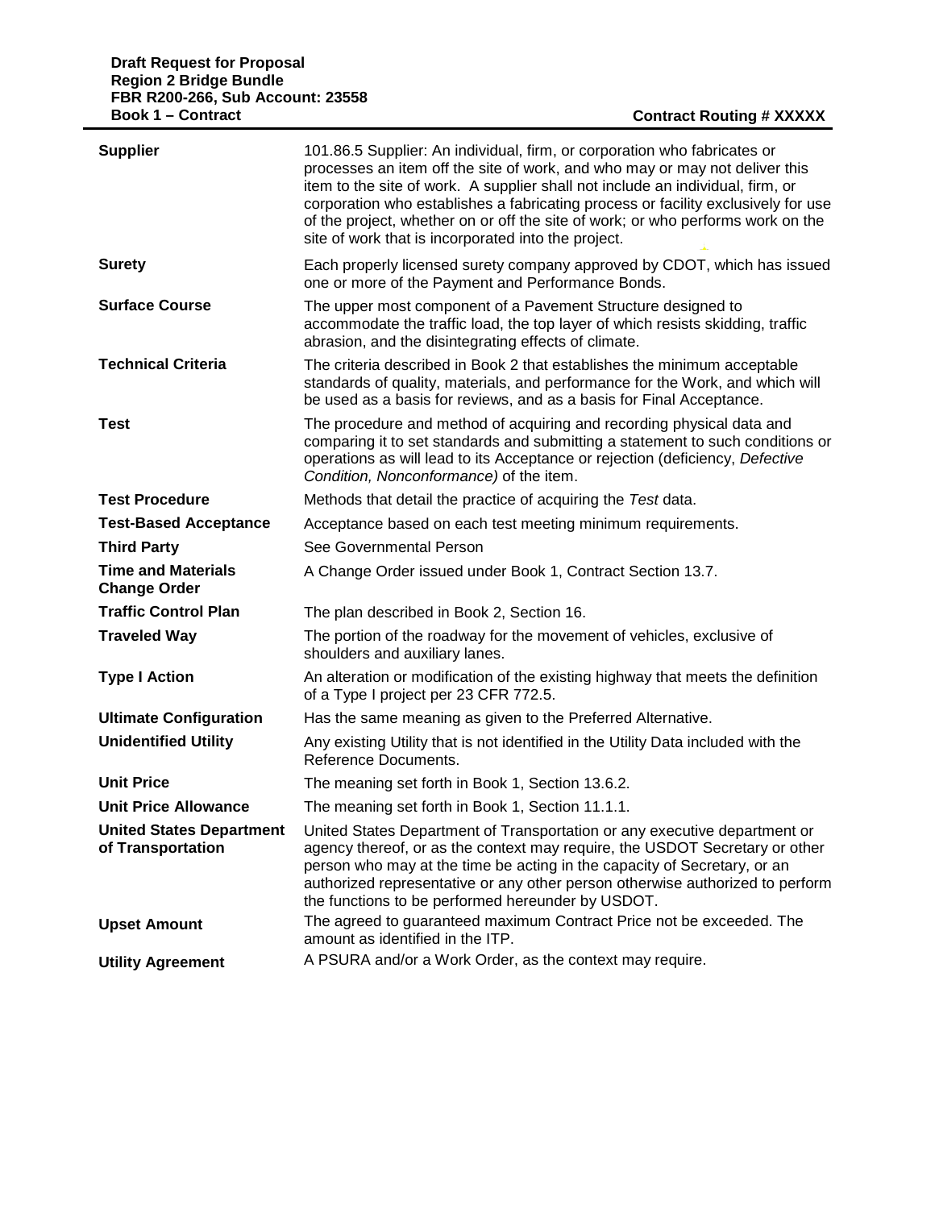| | |
|---|---|
| **Supplier** | 101.86.5 Supplier: An individual, firm, or corporation who fabricates or processes an item off the site of work, and who may or may not deliver this item to the site of work. A supplier shall not include an individual, firm, or corporation who establishes a fabricating process or facility exclusively for use of the project, whether on or off the site of work; or who performs work on the site of work that is incorporated into the project. |
| **Surety** | Each properly licensed surety company approved by CDOT, which has issued one or more of the Payment and Performance Bonds. |
| **Surface Course** | The upper most component of a Pavement Structure designed to accommodate the traffic load, the top layer of which resists skidding, traffic abrasion, and the disintegrating effects of climate. |
| **Technical Criteria** | The criteria described in Book 2 that establishes the minimum acceptable standards of quality, materials, and performance for the Work, and which will be used as a basis for reviews, and as a basis for Final Acceptance. |
| **Test** | The procedure and method of acquiring and recording physical data and comparing it to set standards and submitting a statement to such conditions or operations as will lead to its Acceptance or rejection (deficiency, *Defective Condition, Nonconformance)* of the item. |
| **Test Procedure** | Methods that detail the practice of acquiring the *Test* data. |
| **Test-Based Acceptance** | Acceptance based on each test meeting minimum requirements. |
| **Third Party** | See Governmental Person |
| **Time and Materials Change Order** | A Change Order issued under Book 1, Contract Section 13.7. |
| **Traffic Control Plan** | The plan described in Book 2, Section 16. |
| **Traveled Way** | The portion of the roadway for the movement of vehicles, exclusive of shoulders and auxiliary lanes. |
| **Type I Action** | An alteration or modification of the existing highway that meets the definition of a Type I project per 23 CFR 772.5. |
| **Ultimate Configuration** | Has the same meaning as given to the Preferred Alternative. |
| **Unidentified Utility** | Any existing Utility that is not identified in the Utility Data included with the Reference Documents. |
| **Unit Price** | The meaning set forth in Book 1, Section 13.6.2. |
| **Unit Price Allowance** | The meaning set forth in Book 1, Section 11.1.1. |
| **United States Department of Transportation** | United States Department of Transportation or any executive department or agency thereof, or as the context may require, the USDOT Secretary or other person who may at the time be acting in the capacity of Secretary, or an authorized representative or any other person otherwise authorized to perform the functions to be performed hereunder by USDOT. |
| **Upset Amount** | The agreed to guaranteed maximum Contract Price not be exceeded. The amount as identified in the ITP. |
| **Utility Agreement** | A PSURA and/or a Work Order, as the context may require. |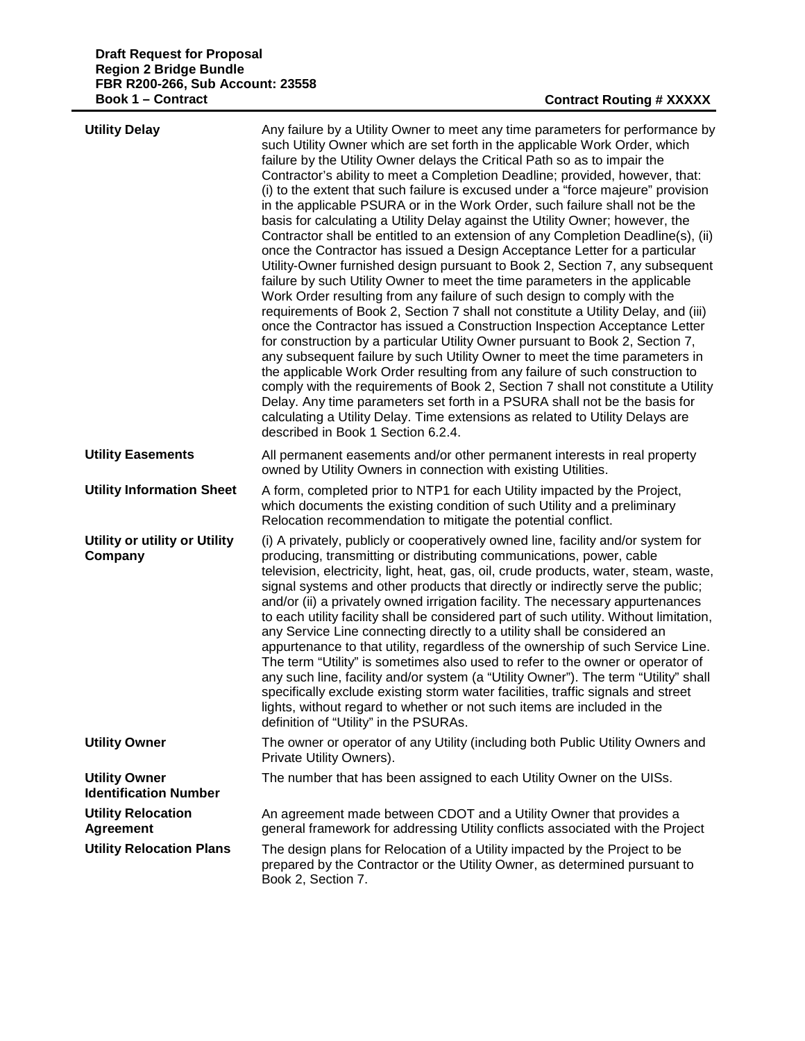| | |
|---|---|
| **Utility Delay** | Any failure by a Utility Owner to meet any time parameters for performance by such Utility Owner which are set forth in the applicable Work Order, which failure by the Utility Owner delays the Critical Path so as to impair the Contractor's ability to meet a Completion Deadline; provided, however, that: (i) to the extent that such failure is excused under a "force majeure" provision in the applicable PSURA or in the Work Order, such failure shall not be the basis for calculating a Utility Delay against the Utility Owner; however, the Contractor shall be entitled to an extension of any Completion Deadline(s), (ii) once the Contractor has issued a Design Acceptance Letter for a particular Utility-Owner furnished design pursuant to Book 2, Section 7, any subsequent failure by such Utility Owner to meet the time parameters in the applicable Work Order resulting from any failure of such design to comply with the requirements of Book 2, Section 7 shall not constitute a Utility Delay, and (iii) once the Contractor has issued a Construction Inspection Acceptance Letter for construction by a particular Utility Owner pursuant to Book 2, Section 7, any subsequent failure by such Utility Owner to meet the time parameters in the applicable Work Order resulting from any failure of such construction to comply with the requirements of Book 2, Section 7 shall not constitute a Utility Delay. Any time parameters set forth in a PSURA shall not be the basis for calculating a Utility Delay. Time extensions as related to Utility Delays are described in Book 1 Section 6.2.4. |
| **Utility Easements** | All permanent easements and/or other permanent interests in real property owned by Utility Owners in connection with existing Utilities. |
| **Utility Information Sheet** | A form, completed prior to NTP1 for each Utility impacted by the Project, which documents the existing condition of such Utility and a preliminary Relocation recommendation to mitigate the potential conflict. |
| **Utility or utility or Utility Company** | (i) A privately, publicly or cooperatively owned line, facility and/or system for producing, transmitting or distributing communications, power, cable television, electricity, light, heat, gas, oil, crude products, water, steam, waste, signal systems and other products that directly or indirectly serve the public; and/or (ii) a privately owned irrigation facility. The necessary appurtenances to each utility facility shall be considered part of such utility. Without limitation, any Service Line connecting directly to a utility shall be considered an appurtenance to that utility, regardless of the ownership of such Service Line. The term "Utility" is sometimes also used to refer to the owner or operator of any such line, facility and/or system (a "Utility Owner"). The term "Utility" shall specifically exclude existing storm water facilities, traffic signals and street lights, without regard to whether or not such items are included in the definition of "Utility" in the PSURAs. |
| **Utility Owner** | The owner or operator of any Utility (including both Public Utility Owners and Private Utility Owners). |
| **Utility Owner Identification Number** | The number that has been assigned to each Utility Owner on the UISs. |
| **Utility Relocation Agreement** | An agreement made between CDOT and a Utility Owner that provides a general framework for addressing Utility conflicts associated with the Project |
| **Utility Relocation Plans** | The design plans for Relocation of a Utility impacted by the Project to be prepared by the Contractor or the Utility Owner, as determined pursuant to Book 2, Section 7. |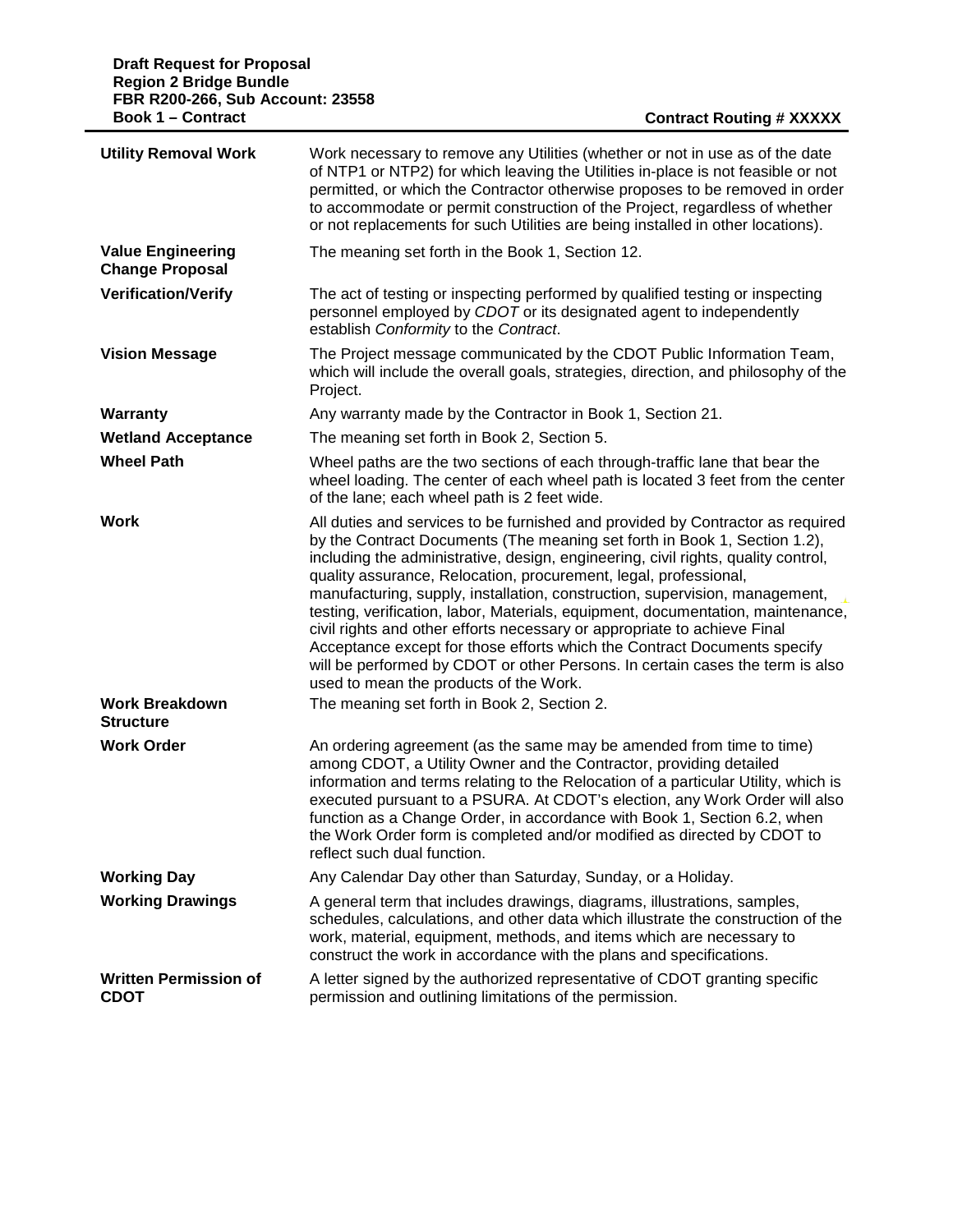| | |
|---|---|
| **Utility Removal Work** | Work necessary to remove any Utilities (whether or not in use as of the date of NTP1 or NTP2) for which leaving the Utilities in-place is not feasible or not permitted, or which the Contractor otherwise proposes to be removed in order to accommodate or permit construction of the Project, regardless of whether or not replacements for such Utilities are being installed in other locations). |
| **Value Engineering Change Proposal** | The meaning set forth in the Book 1, Section 12. |
| **Verification/Verify** | The act of testing or inspecting performed by qualified testing or inspecting personnel employed by *CDOT* or its designated agent to independently establish *Conformity* to the *Contract*. |
| **Vision Message** | The Project message communicated by the CDOT Public Information Team, which will include the overall goals, strategies, direction, and philosophy of the Project. |
| **Warranty** | Any warranty made by the Contractor in Book 1, Section 21. |
| **Wetland Acceptance** | The meaning set forth in Book 2, Section 5. |
| **Wheel Path** | Wheel paths are the two sections of each through-traffic lane that bear the wheel loading. The center of each wheel path is located 3 feet from the center of the lane; each wheel path is 2 feet wide. |
| **Work** | All duties and services to be furnished and provided by Contractor as required by the Contract Documents (The meaning set forth in Book 1, Section 1.2), including the administrative, design, engineering, civil rights, quality control, quality assurance, Relocation, procurement, legal, professional, manufacturing, supply, installation, construction, supervision, management, testing, verification, labor, Materials, equipment, documentation, maintenance, civil rights and other efforts necessary or appropriate to achieve Final Acceptance except for those efforts which the Contract Documents specify will be performed by CDOT or other Persons. In certain cases the term is also used to mean the products of the Work. |
| **Work Breakdown Structure** | The meaning set forth in Book 2, Section 2. |
| **Work Order** | An ordering agreement (as the same may be amended from time to time) among CDOT, a Utility Owner and the Contractor, providing detailed information and terms relating to the Relocation of a particular Utility, which is executed pursuant to a PSURA. At CDOT's election, any Work Order will also function as a Change Order, in accordance with Book 1, Section 6.2, when the Work Order form is completed and/or modified as directed by CDOT to reflect such dual function. |
| **Working Day** | Any Calendar Day other than Saturday, Sunday, or a Holiday. |
| **Working Drawings** | A general term that includes drawings, diagrams, illustrations, samples, schedules, calculations, and other data which illustrate the construction of the work, material, equipment, methods, and items which are necessary to construct the work in accordance with the plans and specifications. |
| **Written Permission of CDOT** | A letter signed by the authorized representative of CDOT granting specific permission and outlining limitations of the permission. |